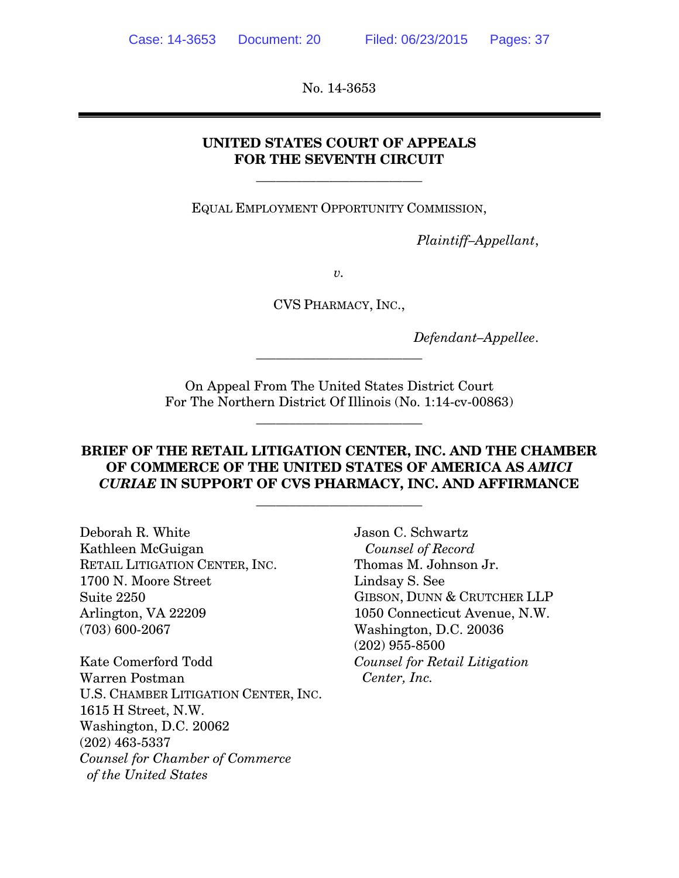No. 14-3653

**UNITED STATES COURT OF APPEALS**
**FOR THE SEVENTH CIRCUIT**

EQUAL EMPLOYMENT OPPORTUNITY COMMISSION,

*Plaintiff–Appellant*,

*v.*

CVS PHARMACY, INC.,

*Defendant–Appellee*.

On Appeal From The United States District Court
For The Northern District Of Illinois (No. 1:14-cv-00863)

**BRIEF OF THE RETAIL LITIGATION CENTER, INC. AND THE CHAMBER OF COMMERCE OF THE UNITED STATES OF AMERICA AS *AMICI CURIAE* IN SUPPORT OF CVS PHARMACY, INC. AND AFFIRMANCE**

Deborah R. White
Kathleen McGuigan
RETAIL LITIGATION CENTER, INC.
1700 N. Moore Street
Suite 2250
Arlington, VA 22209
(703) 600-2067

Kate Comerford Todd
Warren Postman
U.S. CHAMBER LITIGATION CENTER, INC.
1615 H Street, N.W.
Washington, D.C. 20062
(202) 463-5337
*Counsel for Chamber of Commerce of the United States*

Jason C. Schwartz
*Counsel of Record*
Thomas M. Johnson Jr.
Lindsay S. See
GIBSON, DUNN & CRUTCHER LLP
1050 Connecticut Avenue, N.W.
Washington, D.C. 20036
(202) 955-8500
*Counsel for Retail Litigation Center, Inc.*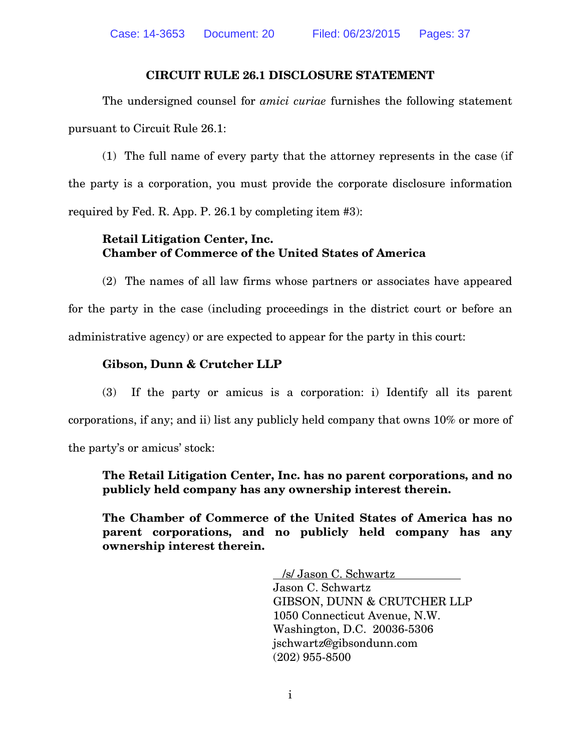## CIRCUIT RULE 26.1 DISCLOSURE STATEMENT

The undersigned counsel for *amici curiae* furnishes the following statement pursuant to Circuit Rule 26.1:

(1) The full name of every party that the attorney represents in the case (if the party is a corporation, you must provide the corporate disclosure information required by Fed. R. App. P. 26.1 by completing item #3):

**Retail Litigation Center, Inc.**
**Chamber of Commerce of the United States of America**

(2) The names of all law firms whose partners or associates have appeared for the party in the case (including proceedings in the district court or before an administrative agency) or are expected to appear for the party in this court:

**Gibson, Dunn & Crutcher LLP**

(3) If the party or amicus is a corporation: i) Identify all its parent corporations, if any; and ii) list any publicly held company that owns 10% or more of the party's or amicus' stock:

**The Retail Litigation Center, Inc. has no parent corporations, and no publicly held company has any ownership interest therein.**

**The Chamber of Commerce of the United States of America has no parent corporations, and no publicly held company has any ownership interest therein.**

/s/ Jason C. Schwartz
Jason C. Schwartz
GIBSON, DUNN & CRUTCHER LLP
1050 Connecticut Avenue, N.W.
Washington, D.C. 20036-5306
jschwartz@gibsondunn.com
(202) 955-8500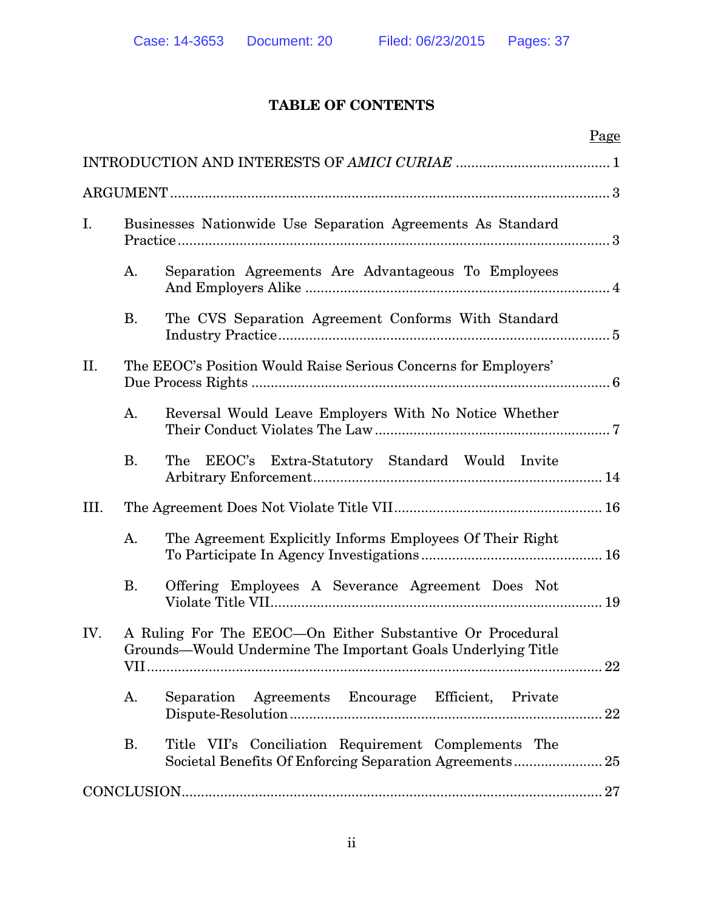# TABLE OF CONTENTS

| | Page |
|---|---|
| INTRODUCTION AND INTERESTS OF *AMICI CURIAE* | 1 |
| ARGUMENT | 3 |
| I. Businesses Nationwide Use Separation Agreements As Standard Practice | 3 |
| A. Separation Agreements Are Advantageous To Employees And Employers Alike | 4 |
| B. The CVS Separation Agreement Conforms With Standard Industry Practice | 5 |
| II. The EEOC's Position Would Raise Serious Concerns for Employers' Due Process Rights | 6 |
| A. Reversal Would Leave Employers With No Notice Whether Their Conduct Violates The Law | 7 |
| B. The EEOC's Extra-Statutory Standard Would Invite Arbitrary Enforcement | 14 |
| III. The Agreement Does Not Violate Title VII | 16 |
| A. The Agreement Explicitly Informs Employees Of Their Right To Participate In Agency Investigations | 16 |
| B. Offering Employees A Severance Agreement Does Not Violate Title VII | 19 |
| IV. A Ruling For The EEOC—On Either Substantive Or Procedural Grounds—Would Undermine The Important Goals Underlying Title VII | 22 |
| A. Separation Agreements Encourage Efficient, Private Dispute-Resolution | 22 |
| B. Title VII's Conciliation Requirement Complements The Societal Benefits Of Enforcing Separation Agreements | 25 |
| CONCLUSION | 27 |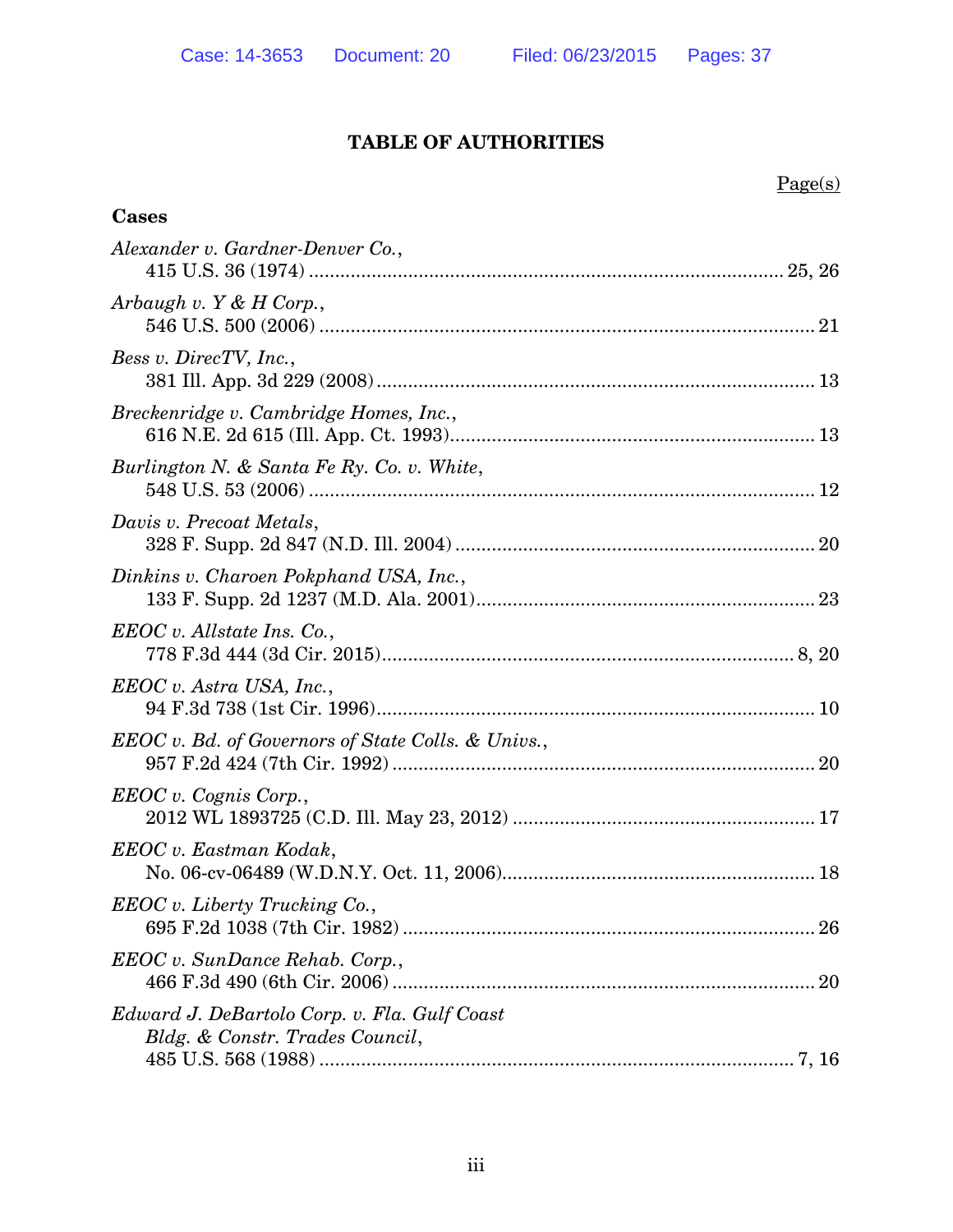# TABLE OF AUTHORITIES

Page(s)

## Cases

*Alexander v. Gardner-Denver Co.*,
415 U.S. 36 (1974) .......... 25, 26

*Arbaugh v. Y & H Corp.*,
546 U.S. 500 (2006) .......... 21

*Bess v. DirecTV, Inc.*,
381 Ill. App. 3d 229 (2008) .......... 13

*Breckenridge v. Cambridge Homes, Inc.*,
616 N.E. 2d 615 (Ill. App. Ct. 1993) .......... 13

*Burlington N. & Santa Fe Ry. Co. v. White*,
548 U.S. 53 (2006) .......... 12

*Davis v. Precoat Metals*,
328 F. Supp. 2d 847 (N.D. Ill. 2004) .......... 20

*Dinkins v. Charoen Pokphand USA, Inc.*,
133 F. Supp. 2d 1237 (M.D. Ala. 2001) .......... 23

*EEOC v. Allstate Ins. Co.*,
778 F.3d 444 (3d Cir. 2015) .......... 8, 20

*EEOC v. Astra USA, Inc.*,
94 F.3d 738 (1st Cir. 1996) .......... 10

*EEOC v. Bd. of Governors of State Colls. & Univs.*,
957 F.2d 424 (7th Cir. 1992) .......... 20

*EEOC v. Cognis Corp.*,
2012 WL 1893725 (C.D. Ill. May 23, 2012) .......... 17

*EEOC v. Eastman Kodak*,
No. 06-cv-06489 (W.D.N.Y. Oct. 11, 2006) .......... 18

*EEOC v. Liberty Trucking Co.*,
695 F.2d 1038 (7th Cir. 1982) .......... 26

*EEOC v. SunDance Rehab. Corp.*,
466 F.3d 490 (6th Cir. 2006) .......... 20

*Edward J. DeBartolo Corp. v. Fla. Gulf Coast Bldg. & Constr. Trades Council*,
485 U.S. 568 (1988) .......... 7, 16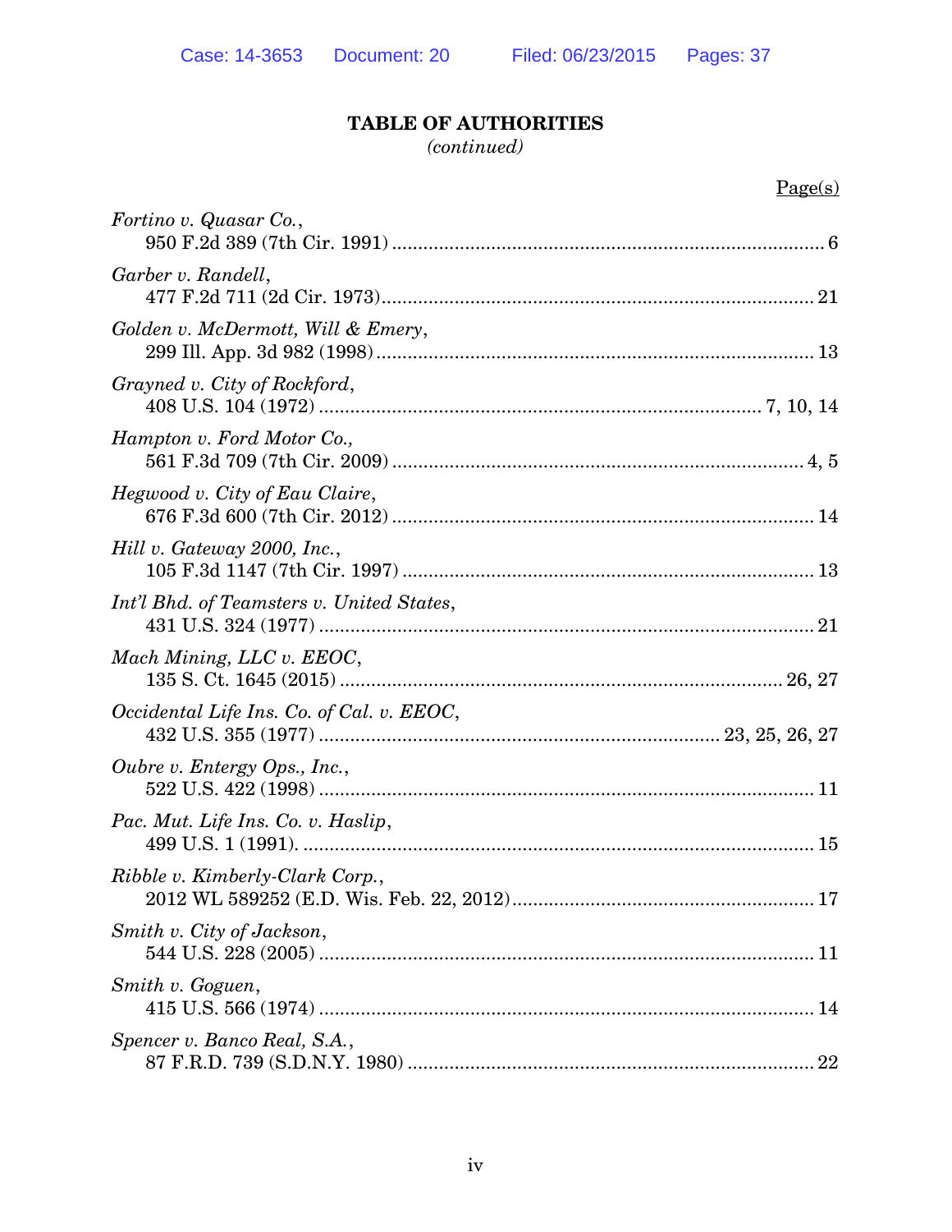**TABLE OF AUTHORITIES**
*(continued)*

Page(s)

*Fortino v. Quasar Co.*,
950 F.2d 389 (7th Cir. 1991) .................................................................................. 6

*Garber v. Randell*,
477 F.2d 711 (2d Cir. 1973).................................................................................. 21

*Golden v. McDermott, Will & Emery*,
299 Ill. App. 3d 982 (1998) .................................................................................. 13

*Grayned v. City of Rockford*,
408 U.S. 104 (1972) ................................................................................... 7, 10, 14

*Hampton v. Ford Motor Co.,*
561 F.3d 709 (7th Cir. 2009) ............................................................................. 4, 5

*Hegwood v. City of Eau Claire*,
676 F.3d 600 (7th Cir. 2012) ................................................................................ 14

*Hill v. Gateway 2000, Inc.*,
105 F.3d 1147 (7th Cir. 1997) .............................................................................. 13

*Int'l Bhd. of Teamsters v. United States*,
431 U.S. 324 (1977) .............................................................................................. 21

*Mach Mining, LLC v. EEOC*,
135 S. Ct. 1645 (2015) ..................................................................................... 26, 27

*Occidental Life Ins. Co. of Cal. v. EEOC*,
432 U.S. 355 (1977) ........................................................................... 23, 25, 26, 27

*Oubre v. Entergy Ops., Inc.*,
522 U.S. 422 (1998) .............................................................................................. 11

*Pac. Mut. Life Ins. Co. v. Haslip*,
499 U.S. 1 (1991). ................................................................................................. 15

*Ribble v. Kimberly-Clark Corp.*,
2012 WL 589252 (E.D. Wis. Feb. 22, 2012)......................................................... 17

*Smith v. City of Jackson*,
544 U.S. 228 (2005) .............................................................................................. 11

*Smith v. Goguen*,
415 U.S. 566 (1974) .............................................................................................. 14

*Spencer v. Banco Real, S.A.*,
87 F.R.D. 739 (S.D.N.Y. 1980) ............................................................................. 22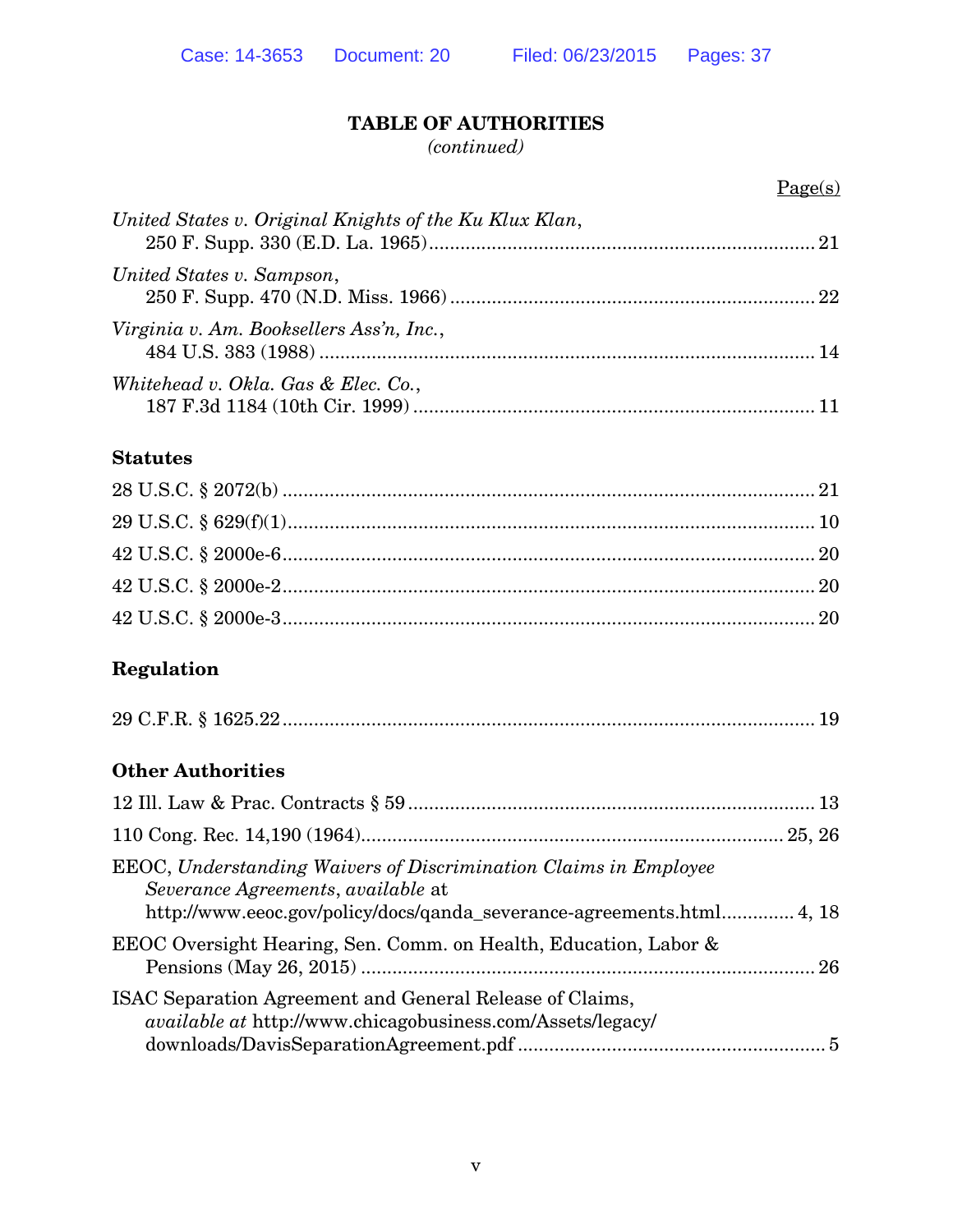## TABLE OF AUTHORITIES
*(continued)*

Page(s)

*United States v. Original Knights of the Ku Klux Klan*, 250 F. Supp. 330 (E.D. La. 1965) ........ 21

*United States v. Sampson*, 250 F. Supp. 470 (N.D. Miss. 1966) ........ 22

*Virginia v. Am. Booksellers Ass'n, Inc.*, 484 U.S. 383 (1988) ........ 14

*Whitehead v. Okla. Gas & Elec. Co.*, 187 F.3d 1184 (10th Cir. 1999) ........ 11

### Statutes

28 U.S.C. § 2072(b) ........ 21

29 U.S.C. § 629(f)(1) ........ 10

42 U.S.C. § 2000e-6 ........ 20

42 U.S.C. § 2000e-2 ........ 20

42 U.S.C. § 2000e-3 ........ 20

### Regulation

29 C.F.R. § 1625.22 ........ 19

### Other Authorities

12 Ill. Law & Prac. Contracts § 59 ........ 13

110 Cong. Rec. 14,190 (1964) ........ 25, 26

EEOC, *Understanding Waivers of Discrimination Claims in Employee Severance Agreements*, *available* at http://www.eeoc.gov/policy/docs/qanda_severance-agreements.html ........ 4, 18

EEOC Oversight Hearing, Sen. Comm. on Health, Education, Labor & Pensions (May 26, 2015) ........ 26

ISAC Separation Agreement and General Release of Claims, *available at* http://www.chicagobusiness.com/Assets/legacy/downloads/DavisSeparationAgreement.pdf ........ 5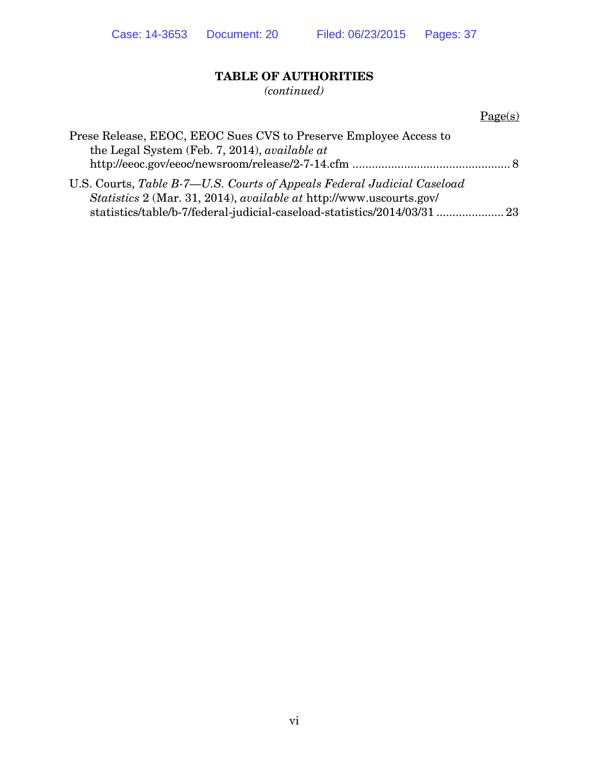## TABLE OF AUTHORITIES
*(continued)*

Page(s)

Prese Release, EEOC, EEOC Sues CVS to Preserve Employee Access to the Legal System (Feb. 7, 2014), *available at* http://eeoc.gov/eeoc/newsroom/release/2-7-14.cfm ................................................ 8

U.S. Courts, *Table B-7—U.S. Courts of Appeals Federal Judicial Caseload Statistics* 2 (Mar. 31, 2014), *available at* http://www.uscourts.gov/statistics/table/b-7/federal-judicial-caseload-statistics/2014/03/31 .................... 23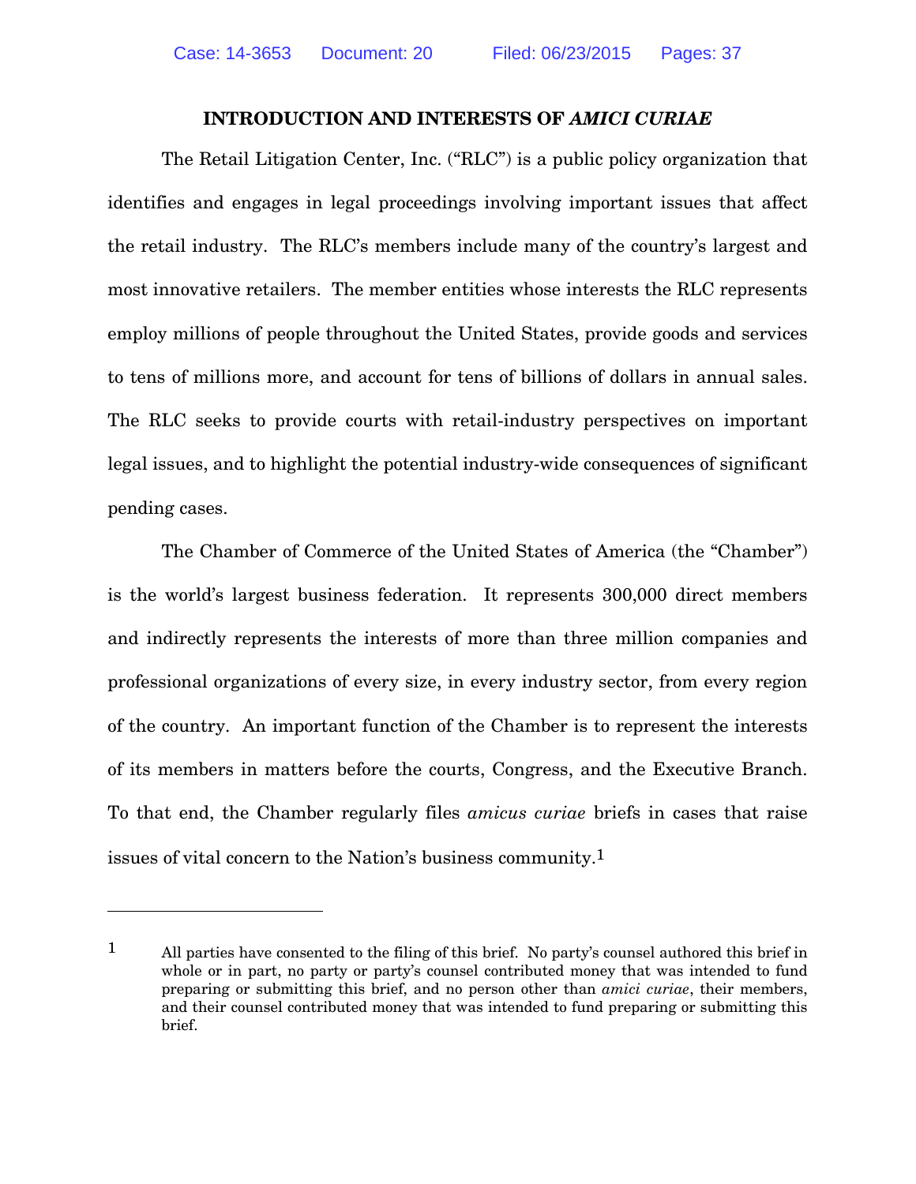## INTRODUCTION AND INTERESTS OF *AMICI CURIAE*

The Retail Litigation Center, Inc. ("RLC") is a public policy organization that identifies and engages in legal proceedings involving important issues that affect the retail industry. The RLC's members include many of the country's largest and most innovative retailers. The member entities whose interests the RLC represents employ millions of people throughout the United States, provide goods and services to tens of millions more, and account for tens of billions of dollars in annual sales. The RLC seeks to provide courts with retail-industry perspectives on important legal issues, and to highlight the potential industry-wide consequences of significant pending cases.

The Chamber of Commerce of the United States of America (the "Chamber") is the world's largest business federation. It represents 300,000 direct members and indirectly represents the interests of more than three million companies and professional organizations of every size, in every industry sector, from every region of the country. An important function of the Chamber is to represent the interests of its members in matters before the courts, Congress, and the Executive Branch. To that end, the Chamber regularly files *amicus curiae* briefs in cases that raise issues of vital concern to the Nation's business community.[1]

---

[1] All parties have consented to the filing of this brief. No party's counsel authored this brief in whole or in part, no party or party's counsel contributed money that was intended to fund preparing or submitting this brief, and no person other than *amici curiae*, their members, and their counsel contributed money that was intended to fund preparing or submitting this brief.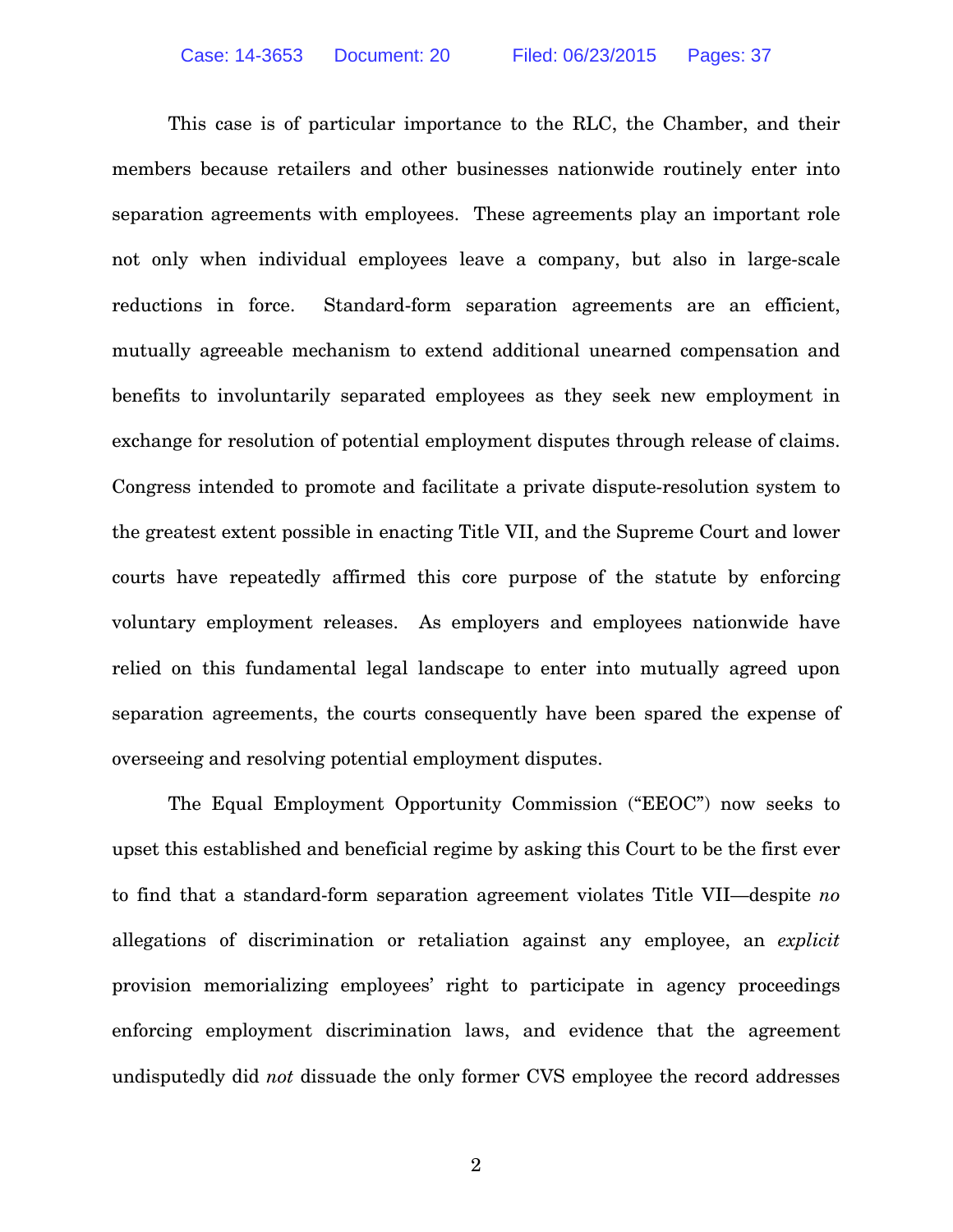This case is of particular importance to the RLC, the Chamber, and their members because retailers and other businesses nationwide routinely enter into separation agreements with employees. These agreements play an important role not only when individual employees leave a company, but also in large-scale reductions in force. Standard-form separation agreements are an efficient, mutually agreeable mechanism to extend additional unearned compensation and benefits to involuntarily separated employees as they seek new employment in exchange for resolution of potential employment disputes through release of claims. Congress intended to promote and facilitate a private dispute-resolution system to the greatest extent possible in enacting Title VII, and the Supreme Court and lower courts have repeatedly affirmed this core purpose of the statute by enforcing voluntary employment releases. As employers and employees nationwide have relied on this fundamental legal landscape to enter into mutually agreed upon separation agreements, the courts consequently have been spared the expense of overseeing and resolving potential employment disputes.

The Equal Employment Opportunity Commission ("EEOC") now seeks to upset this established and beneficial regime by asking this Court to be the first ever to find that a standard-form separation agreement violates Title VII—despite *no* allegations of discrimination or retaliation against any employee, an *explicit* provision memorializing employees' right to participate in agency proceedings enforcing employment discrimination laws, and evidence that the agreement undisputedly did *not* dissuade the only former CVS employee the record addresses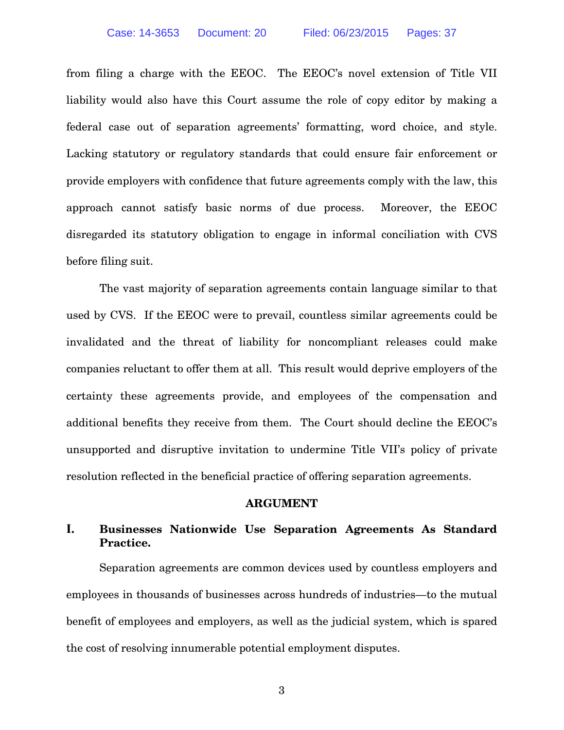from filing a charge with the EEOC. The EEOC's novel extension of Title VII liability would also have this Court assume the role of copy editor by making a federal case out of separation agreements' formatting, word choice, and style. Lacking statutory or regulatory standards that could ensure fair enforcement or provide employers with confidence that future agreements comply with the law, this approach cannot satisfy basic norms of due process. Moreover, the EEOC disregarded its statutory obligation to engage in informal conciliation with CVS before filing suit.

The vast majority of separation agreements contain language similar to that used by CVS. If the EEOC were to prevail, countless similar agreements could be invalidated and the threat of liability for noncompliant releases could make companies reluctant to offer them at all. This result would deprive employers of the certainty these agreements provide, and employees of the compensation and additional benefits they receive from them. The Court should decline the EEOC's unsupported and disruptive invitation to undermine Title VII's policy of private resolution reflected in the beneficial practice of offering separation agreements.

## ARGUMENT

### I. Businesses Nationwide Use Separation Agreements As Standard Practice.

Separation agreements are common devices used by countless employers and employees in thousands of businesses across hundreds of industries—to the mutual benefit of employees and employers, as well as the judicial system, which is spared the cost of resolving innumerable potential employment disputes.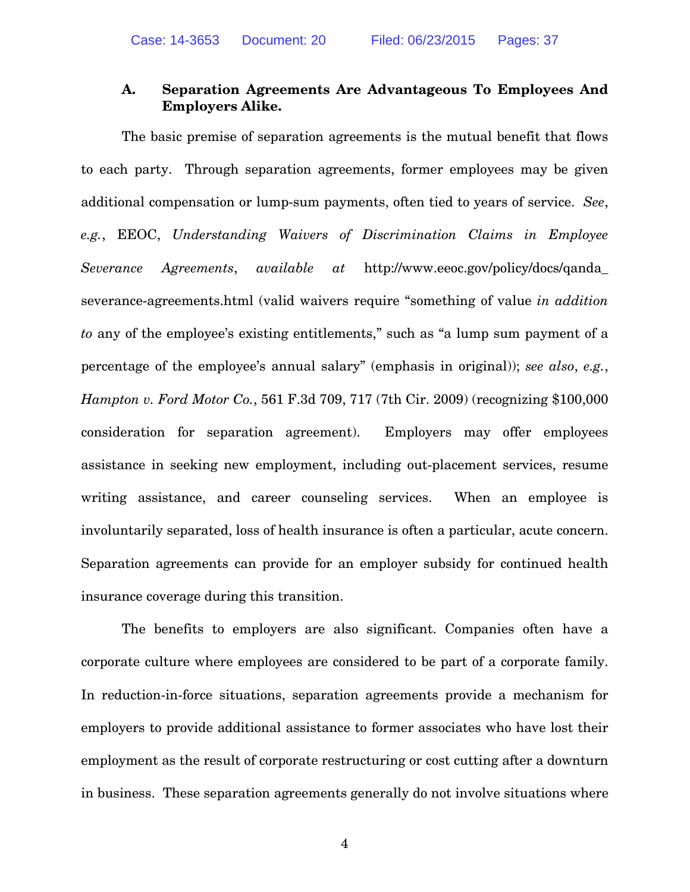### A. Separation Agreements Are Advantageous To Employees And Employers Alike.

The basic premise of separation agreements is the mutual benefit that flows to each party. Through separation agreements, former employees may be given additional compensation or lump-sum payments, often tied to years of service. *See*, *e.g.*, EEOC, *Understanding Waivers of Discrimination Claims in Employee Severance Agreements*, *available at* http://www.eeoc.gov/policy/docs/qanda_severance-agreements.html (valid waivers require "something of value *in addition to* any of the employee's existing entitlements," such as "a lump sum payment of a percentage of the employee's annual salary" (emphasis in original)); *see also*, *e.g.*, *Hampton v. Ford Motor Co.*, 561 F.3d 709, 717 (7th Cir. 2009) (recognizing $100,000 consideration for separation agreement). Employers may offer employees assistance in seeking new employment, including out-placement services, resume writing assistance, and career counseling services. When an employee is involuntarily separated, loss of health insurance is often a particular, acute concern. Separation agreements can provide for an employer subsidy for continued health insurance coverage during this transition.

The benefits to employers are also significant. Companies often have a corporate culture where employees are considered to be part of a corporate family. In reduction-in-force situations, separation agreements provide a mechanism for employers to provide additional assistance to former associates who have lost their employment as the result of corporate restructuring or cost cutting after a downturn in business. These separation agreements generally do not involve situations where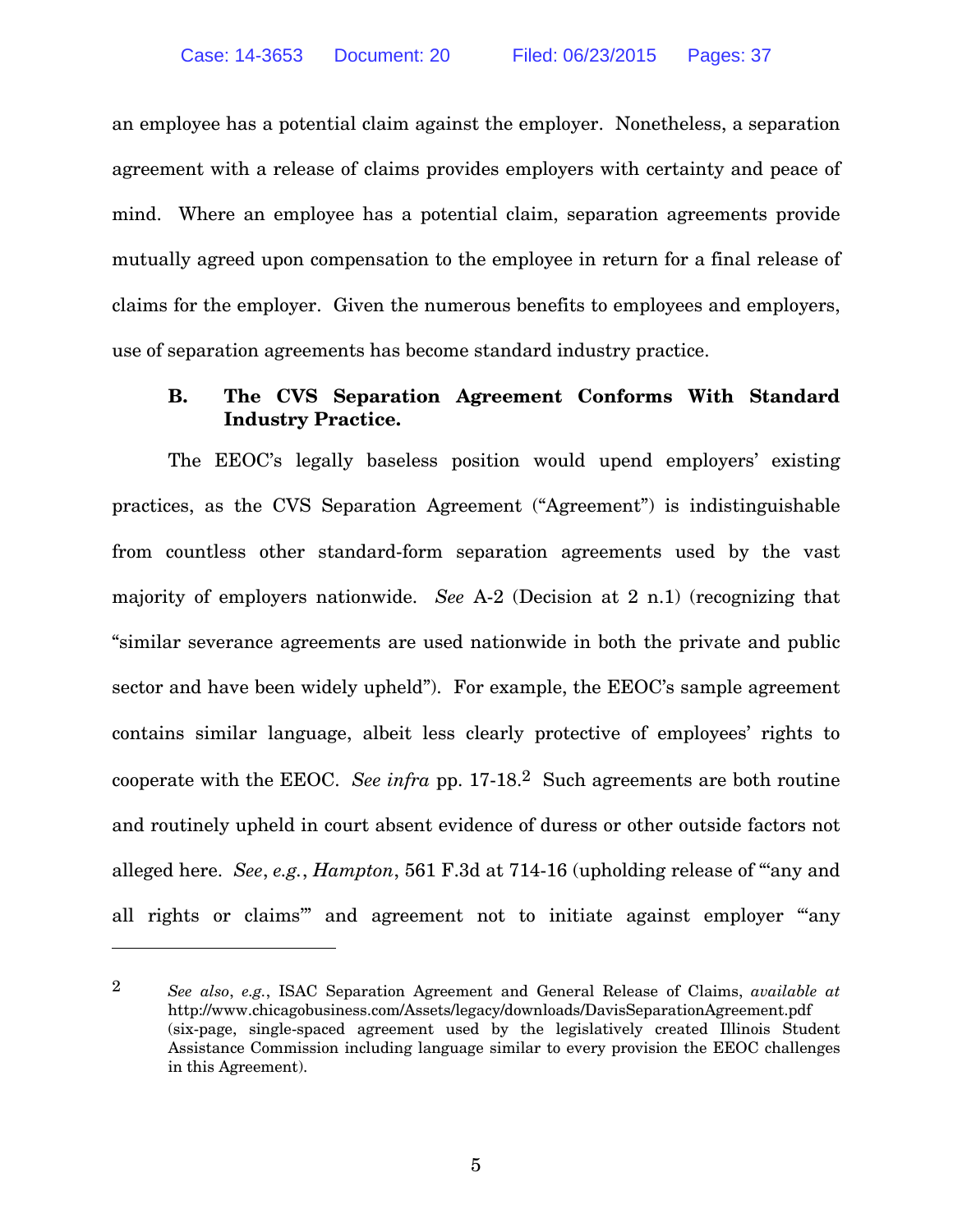an employee has a potential claim against the employer. Nonetheless, a separation agreement with a release of claims provides employers with certainty and peace of mind. Where an employee has a potential claim, separation agreements provide mutually agreed upon compensation to the employee in return for a final release of claims for the employer. Given the numerous benefits to employees and employers, use of separation agreements has become standard industry practice.

### B. The CVS Separation Agreement Conforms With Standard Industry Practice.

The EEOC's legally baseless position would upend employers' existing practices, as the CVS Separation Agreement ("Agreement") is indistinguishable from countless other standard-form separation agreements used by the vast majority of employers nationwide. *See* A-2 (Decision at 2 n.1) (recognizing that "similar severance agreements are used nationwide in both the private and public sector and have been widely upheld"). For example, the EEOC's sample agreement contains similar language, albeit less clearly protective of employees' rights to cooperate with the EEOC. *See infra* pp. 17-18.[2] Such agreements are both routine and routinely upheld in court absent evidence of duress or other outside factors not alleged here. *See*, *e.g.*, *Hampton*, 561 F.3d at 714-16 (upholding release of "'any and all rights or claims'" and agreement not to initiate against employer "'any

---

[2] *See also*, *e.g.*, ISAC Separation Agreement and General Release of Claims, *available at* http://www.chicagobusiness.com/Assets/legacy/downloads/DavisSeparationAgreement.pdf (six-page, single-spaced agreement used by the legislatively created Illinois Student Assistance Commission including language similar to every provision the EEOC challenges in this Agreement).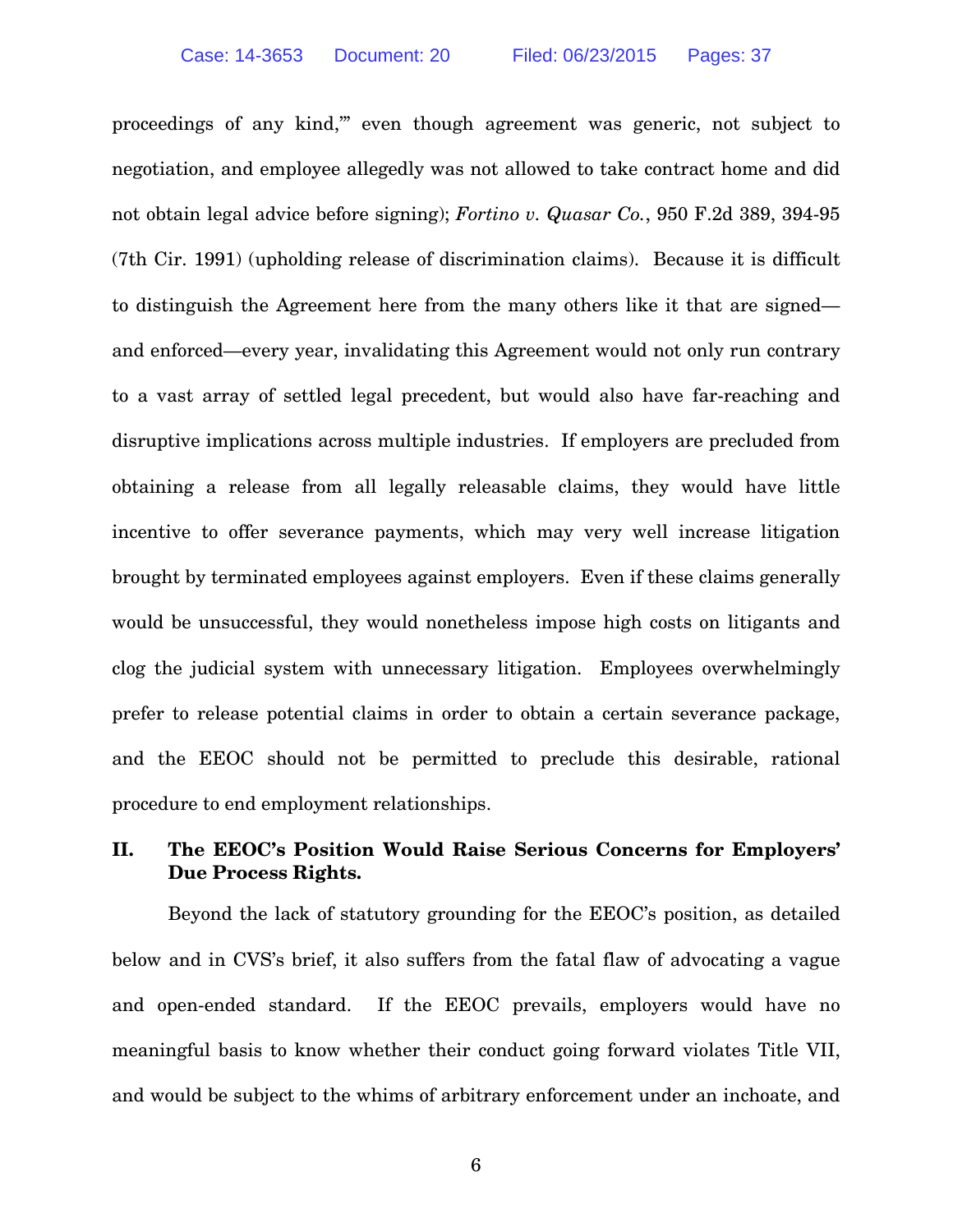proceedings of any kind,'" even though agreement was generic, not subject to negotiation, and employee allegedly was not allowed to take contract home and did not obtain legal advice before signing); *Fortino v. Quasar Co.*, 950 F.2d 389, 394-95 (7th Cir. 1991) (upholding release of discrimination claims). Because it is difficult to distinguish the Agreement here from the many others like it that are signed—and enforced—every year, invalidating this Agreement would not only run contrary to a vast array of settled legal precedent, but would also have far-reaching and disruptive implications across multiple industries. If employers are precluded from obtaining a release from all legally releasable claims, they would have little incentive to offer severance payments, which may very well increase litigation brought by terminated employees against employers. Even if these claims generally would be unsuccessful, they would nonetheless impose high costs on litigants and clog the judicial system with unnecessary litigation. Employees overwhelmingly prefer to release potential claims in order to obtain a certain severance package, and the EEOC should not be permitted to preclude this desirable, rational procedure to end employment relationships.

## II. The EEOC's Position Would Raise Serious Concerns for Employers' Due Process Rights.

Beyond the lack of statutory grounding for the EEOC's position, as detailed below and in CVS's brief, it also suffers from the fatal flaw of advocating a vague and open-ended standard. If the EEOC prevails, employers would have no meaningful basis to know whether their conduct going forward violates Title VII, and would be subject to the whims of arbitrary enforcement under an inchoate, and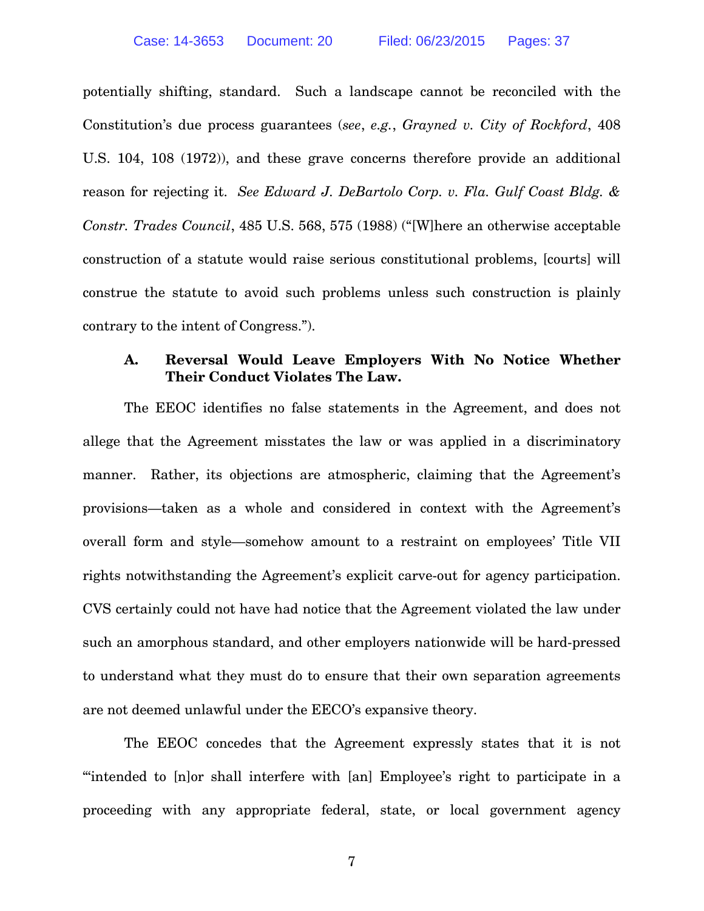potentially shifting, standard. Such a landscape cannot be reconciled with the Constitution's due process guarantees (*see*, *e.g.*, *Grayned v. City of Rockford*, 408 U.S. 104, 108 (1972)), and these grave concerns therefore provide an additional reason for rejecting it. *See Edward J. DeBartolo Corp. v. Fla. Gulf Coast Bldg. & Constr. Trades Council*, 485 U.S. 568, 575 (1988) ("[W]here an otherwise acceptable construction of a statute would raise serious constitutional problems, [courts] will construe the statute to avoid such problems unless such construction is plainly contrary to the intent of Congress.").

### A. Reversal Would Leave Employers With No Notice Whether Their Conduct Violates The Law.

The EEOC identifies no false statements in the Agreement, and does not allege that the Agreement misstates the law or was applied in a discriminatory manner. Rather, its objections are atmospheric, claiming that the Agreement's provisions—taken as a whole and considered in context with the Agreement's overall form and style—somehow amount to a restraint on employees' Title VII rights notwithstanding the Agreement's explicit carve-out for agency participation. CVS certainly could not have had notice that the Agreement violated the law under such an amorphous standard, and other employers nationwide will be hard-pressed to understand what they must do to ensure that their own separation agreements are not deemed unlawful under the EECO's expansive theory.

The EEOC concedes that the Agreement expressly states that it is not "'intended to [n]or shall interfere with [an] Employee's right to participate in a proceeding with any appropriate federal, state, or local government agency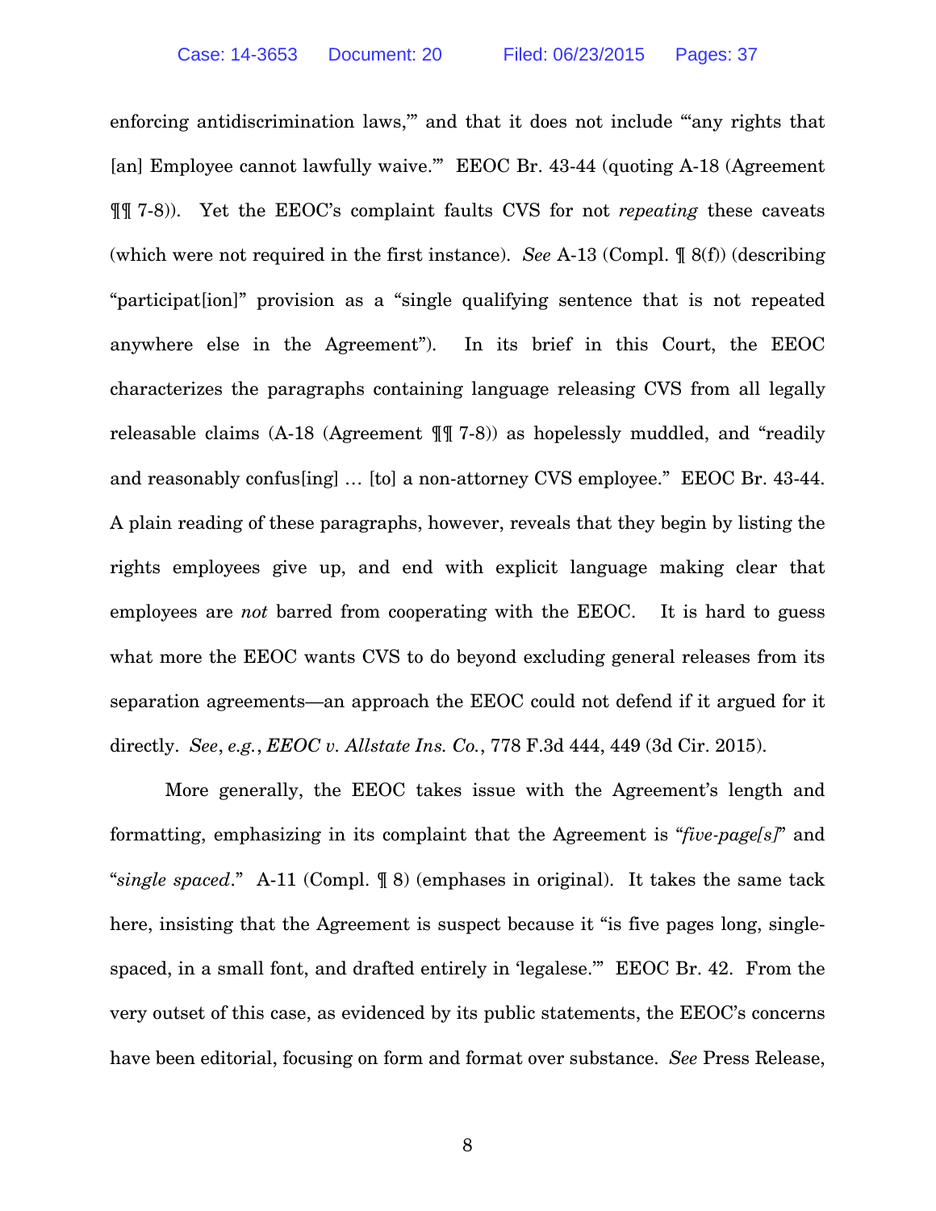enforcing antidiscrimination laws,'" and that it does not include "'any rights that [an] Employee cannot lawfully waive.'" EEOC Br. 43-44 (quoting A-18 (Agreement ¶¶ 7-8)). Yet the EEOC's complaint faults CVS for not *repeating* these caveats (which were not required in the first instance). *See* A-13 (Compl. ¶ 8(f)) (describing "participat[ion]" provision as a "single qualifying sentence that is not repeated anywhere else in the Agreement"). In its brief in this Court, the EEOC characterizes the paragraphs containing language releasing CVS from all legally releasable claims (A-18 (Agreement ¶¶ 7-8)) as hopelessly muddled, and "readily and reasonably confus[ing] … [to] a non-attorney CVS employee." EEOC Br. 43-44. A plain reading of these paragraphs, however, reveals that they begin by listing the rights employees give up, and end with explicit language making clear that employees are *not* barred from cooperating with the EEOC. It is hard to guess what more the EEOC wants CVS to do beyond excluding general releases from its separation agreements—an approach the EEOC could not defend if it argued for it directly. *See*, *e.g.*, *EEOC v. Allstate Ins. Co.*, 778 F.3d 444, 449 (3d Cir. 2015).

More generally, the EEOC takes issue with the Agreement's length and formatting, emphasizing in its complaint that the Agreement is "*five-page[s]*" and "*single spaced*." A-11 (Compl. ¶ 8) (emphases in original). It takes the same tack here, insisting that the Agreement is suspect because it "is five pages long, single-spaced, in a small font, and drafted entirely in 'legalese.'" EEOC Br. 42. From the very outset of this case, as evidenced by its public statements, the EEOC's concerns have been editorial, focusing on form and format over substance. *See* Press Release,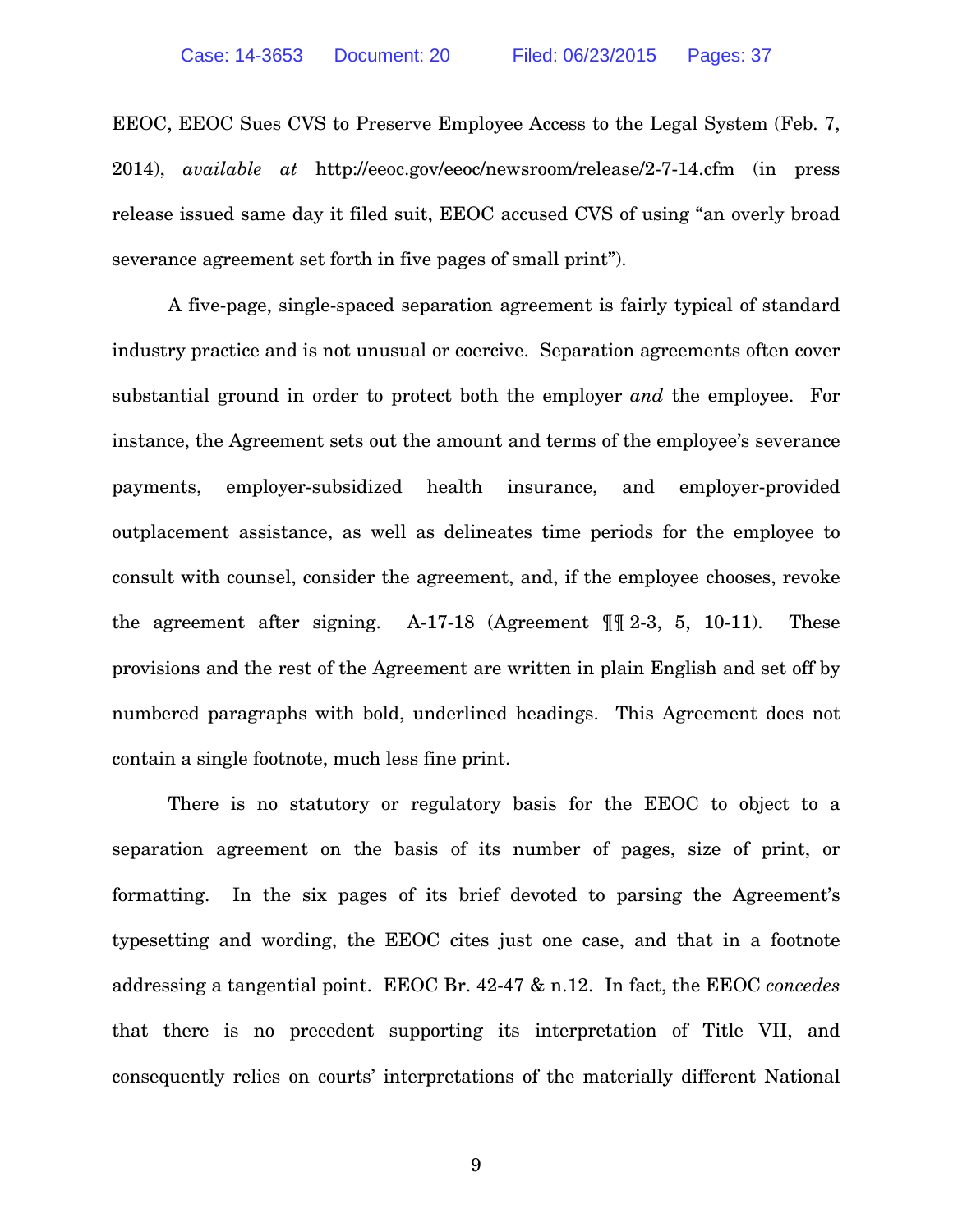EEOC, EEOC Sues CVS to Preserve Employee Access to the Legal System (Feb. 7, 2014), *available at* http://eeoc.gov/eeoc/newsroom/release/2-7-14.cfm (in press release issued same day it filed suit, EEOC accused CVS of using "an overly broad severance agreement set forth in five pages of small print").

A five-page, single-spaced separation agreement is fairly typical of standard industry practice and is not unusual or coercive. Separation agreements often cover substantial ground in order to protect both the employer *and* the employee. For instance, the Agreement sets out the amount and terms of the employee's severance payments, employer-subsidized health insurance, and employer-provided outplacement assistance, as well as delineates time periods for the employee to consult with counsel, consider the agreement, and, if the employee chooses, revoke the agreement after signing. A-17-18 (Agreement ¶¶ 2-3, 5, 10-11). These provisions and the rest of the Agreement are written in plain English and set off by numbered paragraphs with bold, underlined headings. This Agreement does not contain a single footnote, much less fine print.

There is no statutory or regulatory basis for the EEOC to object to a separation agreement on the basis of its number of pages, size of print, or formatting. In the six pages of its brief devoted to parsing the Agreement's typesetting and wording, the EEOC cites just one case, and that in a footnote addressing a tangential point. EEOC Br. 42-47 & n.12. In fact, the EEOC *concedes* that there is no precedent supporting its interpretation of Title VII, and consequently relies on courts' interpretations of the materially different National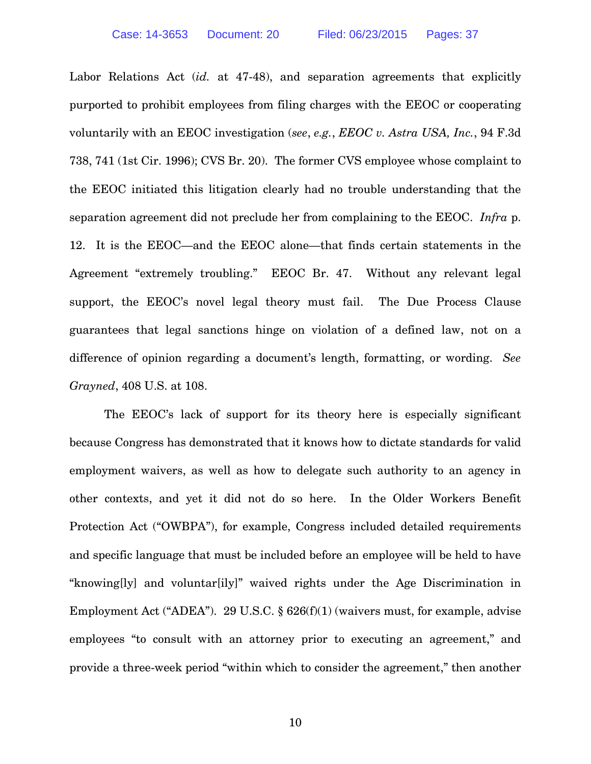Labor Relations Act (*id.* at 47-48), and separation agreements that explicitly purported to prohibit employees from filing charges with the EEOC or cooperating voluntarily with an EEOC investigation (*see*, *e.g.*, ***EEOC v. Astra USA, Inc.***, 94 F.3d 738, 741 (1st Cir. 1996); CVS Br. 20). The former CVS employee whose complaint to the EEOC initiated this litigation clearly had no trouble understanding that the separation agreement did not preclude her from complaining to the EEOC. *Infra* p. 12. It is the EEOC—and the EEOC alone—that finds certain statements in the Agreement "extremely troubling." EEOC Br. 47. Without any relevant legal support, the EEOC's novel legal theory must fail. The Due Process Clause guarantees that legal sanctions hinge on violation of a defined law, not on a difference of opinion regarding a document's length, formatting, or wording. *See Grayned*, 408 U.S. at 108.

The EEOC's lack of support for its theory here is especially significant because Congress has demonstrated that it knows how to dictate standards for valid employment waivers, as well as how to delegate such authority to an agency in other contexts, and yet it did not do so here. In the Older Workers Benefit Protection Act ("OWBPA"), for example, Congress included detailed requirements and specific language that must be included before an employee will be held to have "knowing[ly] and voluntar[ily]" waived rights under the Age Discrimination in Employment Act ("ADEA"). 29 U.S.C. § 626(f)(1) (waivers must, for example, advise employees "to consult with an attorney prior to executing an agreement," and provide a three-week period "within which to consider the agreement," then another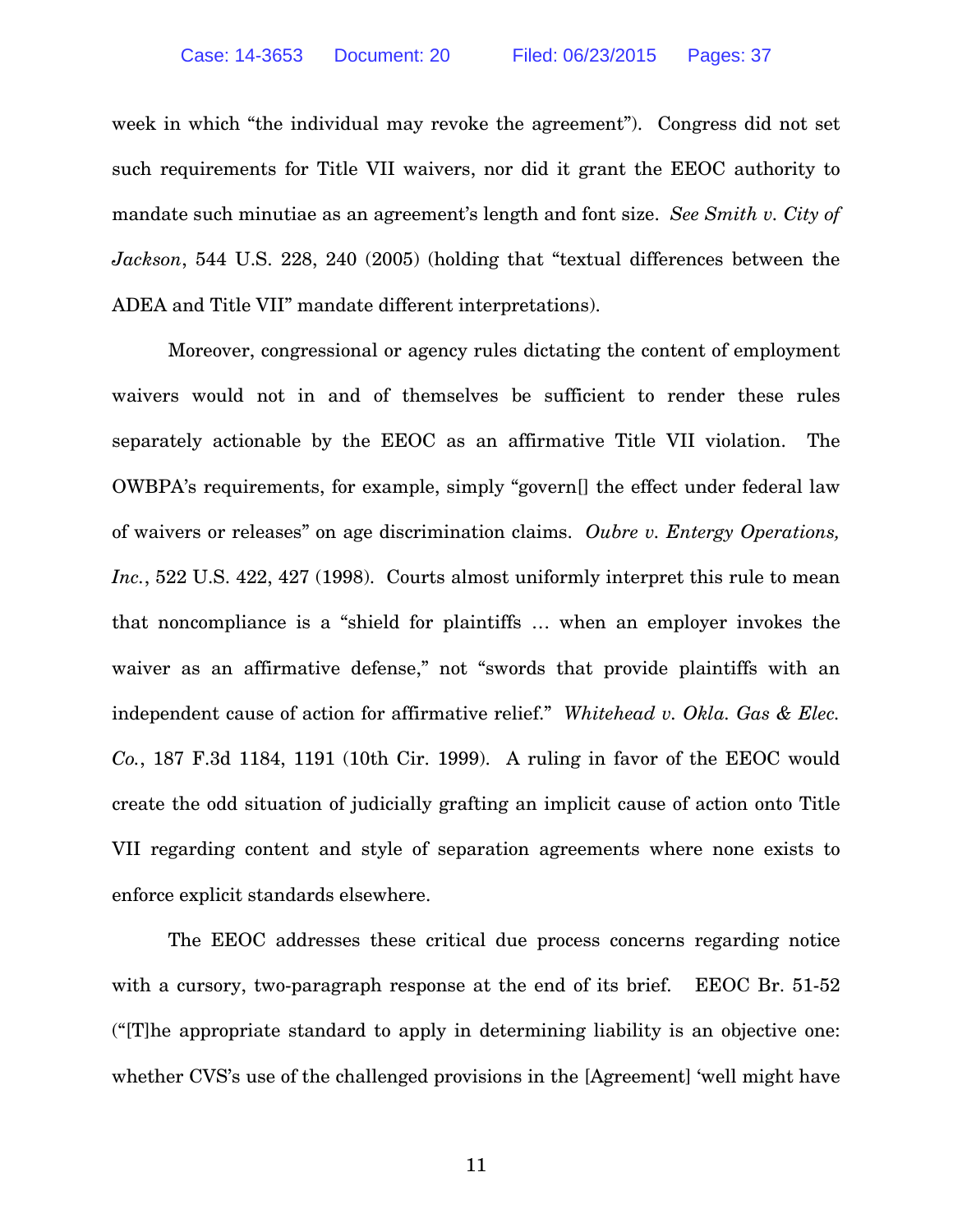week in which "the individual may revoke the agreement"). Congress did not set such requirements for Title VII waivers, nor did it grant the EEOC authority to mandate such minutiae as an agreement's length and font size. *See Smith v. City of Jackson*, 544 U.S. 228, 240 (2005) (holding that "textual differences between the ADEA and Title VII" mandate different interpretations).

Moreover, congressional or agency rules dictating the content of employment waivers would not in and of themselves be sufficient to render these rules separately actionable by the EEOC as an affirmative Title VII violation. The OWBPA's requirements, for example, simply "govern[] the effect under federal law of waivers or releases" on age discrimination claims. *Oubre v. Entergy Operations, Inc.*, 522 U.S. 422, 427 (1998). Courts almost uniformly interpret this rule to mean that noncompliance is a "shield for plaintiffs … when an employer invokes the waiver as an affirmative defense," not "swords that provide plaintiffs with an independent cause of action for affirmative relief." *Whitehead v. Okla. Gas & Elec. Co.*, 187 F.3d 1184, 1191 (10th Cir. 1999). A ruling in favor of the EEOC would create the odd situation of judicially grafting an implicit cause of action onto Title VII regarding content and style of separation agreements where none exists to enforce explicit standards elsewhere.

The EEOC addresses these critical due process concerns regarding notice with a cursory, two-paragraph response at the end of its brief. EEOC Br. 51-52 ("[T]he appropriate standard to apply in determining liability is an objective one: whether CVS's use of the challenged provisions in the [Agreement] 'well might have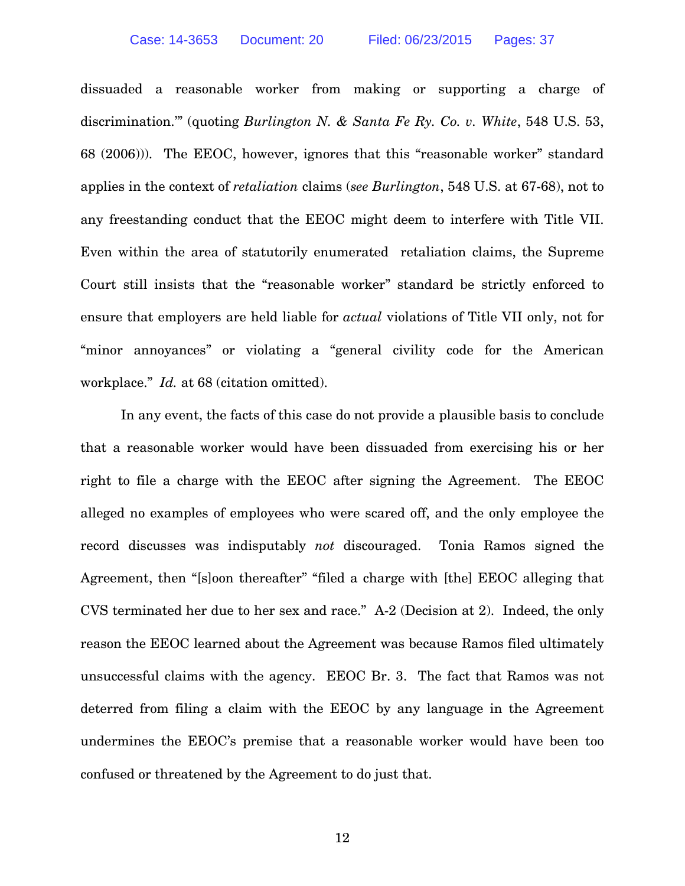dissuaded a reasonable worker from making or supporting a charge of discrimination.'" (quoting *Burlington N. & Santa Fe Ry. Co. v. White*, 548 U.S. 53, 68 (2006))). The EEOC, however, ignores that this "reasonable worker" standard applies in the context of *retaliation* claims (*see Burlington*, 548 U.S. at 67-68), not to any freestanding conduct that the EEOC might deem to interfere with Title VII. Even within the area of statutorily enumerated retaliation claims, the Supreme Court still insists that the "reasonable worker" standard be strictly enforced to ensure that employers are held liable for *actual* violations of Title VII only, not for "minor annoyances" or violating a "general civility code for the American workplace." *Id.* at 68 (citation omitted).

In any event, the facts of this case do not provide a plausible basis to conclude that a reasonable worker would have been dissuaded from exercising his or her right to file a charge with the EEOC after signing the Agreement. The EEOC alleged no examples of employees who were scared off, and the only employee the record discusses was indisputably *not* discouraged. Tonia Ramos signed the Agreement, then "[s]oon thereafter" "filed a charge with [the] EEOC alleging that CVS terminated her due to her sex and race." A-2 (Decision at 2). Indeed, the only reason the EEOC learned about the Agreement was because Ramos filed ultimately unsuccessful claims with the agency. EEOC Br. 3. The fact that Ramos was not deterred from filing a claim with the EEOC by any language in the Agreement undermines the EEOC's premise that a reasonable worker would have been too confused or threatened by the Agreement to do just that.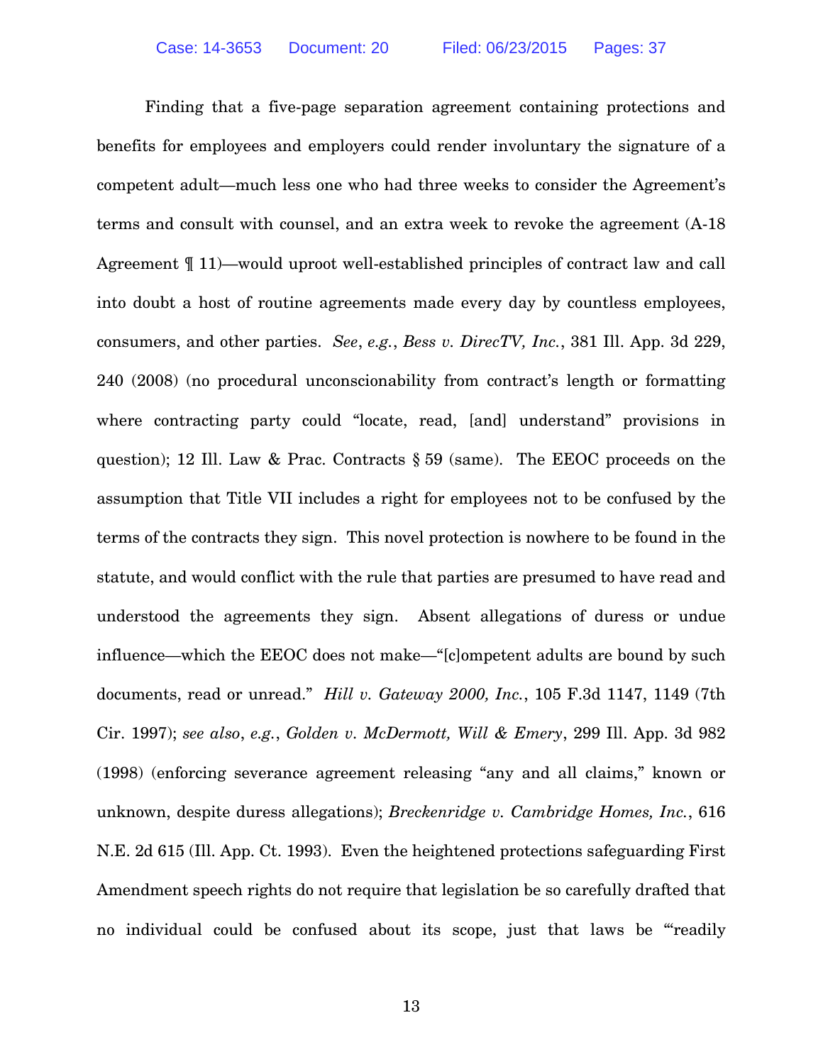Finding that a five-page separation agreement containing protections and benefits for employees and employers could render involuntary the signature of a competent adult—much less one who had three weeks to consider the Agreement's terms and consult with counsel, and an extra week to revoke the agreement (A-18 Agreement ¶ 11)—would uproot well-established principles of contract law and call into doubt a host of routine agreements made every day by countless employees, consumers, and other parties. *See*, *e.g.*, *Bess v. DirecTV, Inc.*, 381 Ill. App. 3d 229, 240 (2008) (no procedural unconscionability from contract's length or formatting where contracting party could "locate, read, [and] understand" provisions in question); 12 Ill. Law & Prac. Contracts § 59 (same). The EEOC proceeds on the assumption that Title VII includes a right for employees not to be confused by the terms of the contracts they sign. This novel protection is nowhere to be found in the statute, and would conflict with the rule that parties are presumed to have read and understood the agreements they sign. Absent allegations of duress or undue influence—which the EEOC does not make—"[c]ompetent adults are bound by such documents, read or unread." *Hill v. Gateway 2000, Inc.*, 105 F.3d 1147, 1149 (7th Cir. 1997); *see also*, *e.g.*, *Golden v. McDermott, Will & Emery*, 299 Ill. App. 3d 982 (1998) (enforcing severance agreement releasing "any and all claims," known or unknown, despite duress allegations); *Breckenridge v. Cambridge Homes, Inc.*, 616 N.E. 2d 615 (Ill. App. Ct. 1993). Even the heightened protections safeguarding First Amendment speech rights do not require that legislation be so carefully drafted that no individual could be confused about its scope, just that laws be "'readily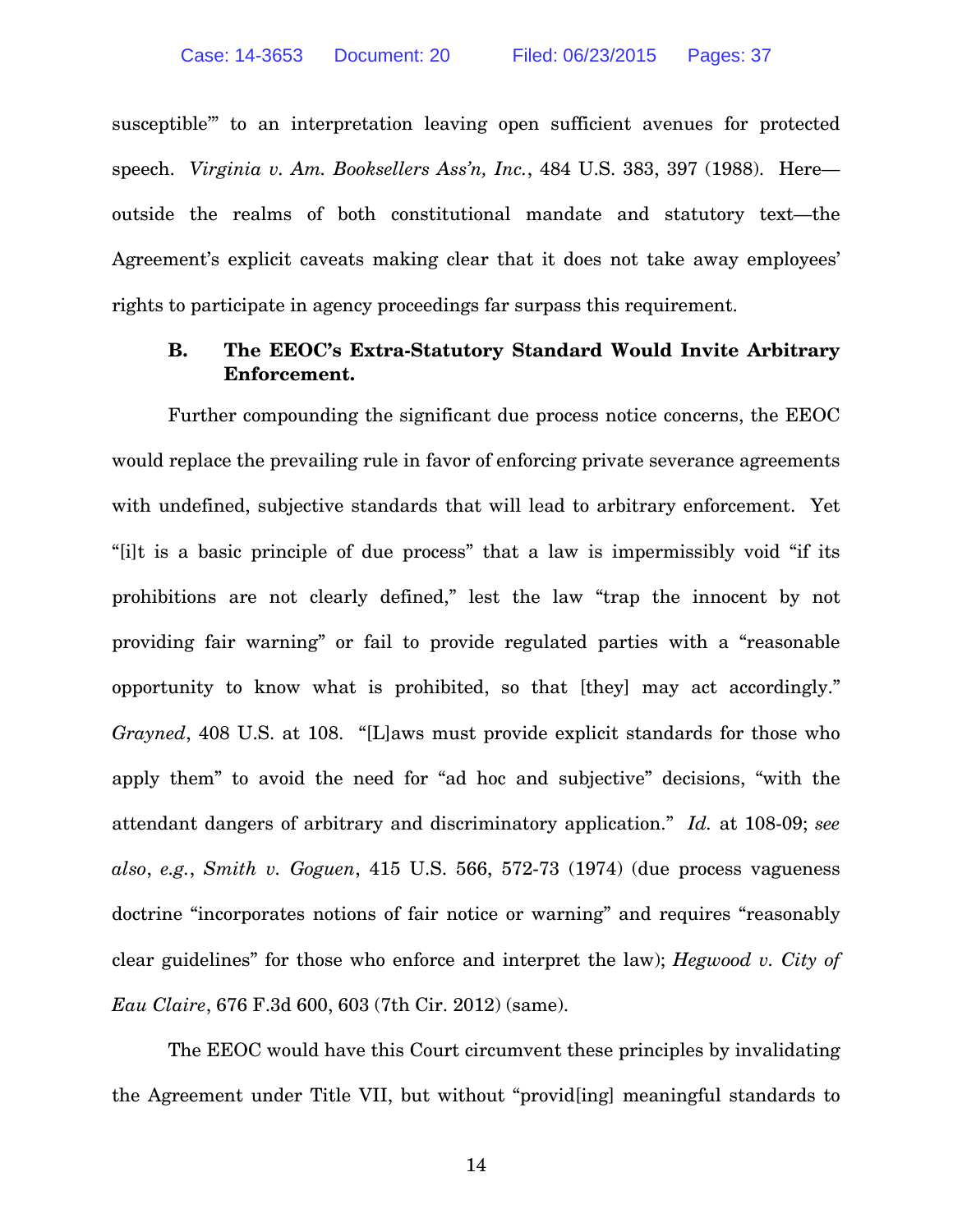susceptible'" to an interpretation leaving open sufficient avenues for protected speech. *Virginia v. Am. Booksellers Ass'n, Inc.*, 484 U.S. 383, 397 (1988). Here—outside the realms of both constitutional mandate and statutory text—the Agreement's explicit caveats making clear that it does not take away employees' rights to participate in agency proceedings far surpass this requirement.

### B. The EEOC's Extra-Statutory Standard Would Invite Arbitrary Enforcement.

Further compounding the significant due process notice concerns, the EEOC would replace the prevailing rule in favor of enforcing private severance agreements with undefined, subjective standards that will lead to arbitrary enforcement. Yet "[i]t is a basic principle of due process" that a law is impermissibly void "if its prohibitions are not clearly defined," lest the law "trap the innocent by not providing fair warning" or fail to provide regulated parties with a "reasonable opportunity to know what is prohibited, so that [they] may act accordingly." *Grayned*, 408 U.S. at 108. "[L]aws must provide explicit standards for those who apply them" to avoid the need for "ad hoc and subjective" decisions, "with the attendant dangers of arbitrary and discriminatory application." *Id.* at 108-09; *see also*, *e.g.*, *Smith v. Goguen*, 415 U.S. 566, 572-73 (1974) (due process vagueness doctrine "incorporates notions of fair notice or warning" and requires "reasonably clear guidelines" for those who enforce and interpret the law); *Hegwood v. City of Eau Claire*, 676 F.3d 600, 603 (7th Cir. 2012) (same).

The EEOC would have this Court circumvent these principles by invalidating the Agreement under Title VII, but without "provid[ing] meaningful standards to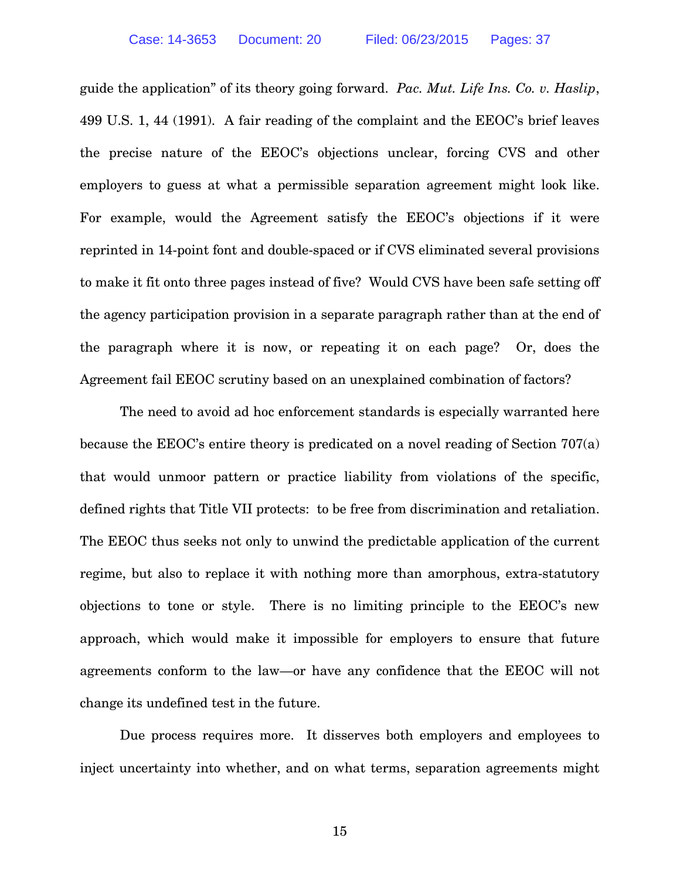guide the application" of its theory going forward. *Pac. Mut. Life Ins. Co. v. Haslip*, 499 U.S. 1, 44 (1991). A fair reading of the complaint and the EEOC's brief leaves the precise nature of the EEOC's objections unclear, forcing CVS and other employers to guess at what a permissible separation agreement might look like. For example, would the Agreement satisfy the EEOC's objections if it were reprinted in 14-point font and double-spaced or if CVS eliminated several provisions to make it fit onto three pages instead of five? Would CVS have been safe setting off the agency participation provision in a separate paragraph rather than at the end of the paragraph where it is now, or repeating it on each page? Or, does the Agreement fail EEOC scrutiny based on an unexplained combination of factors?

The need to avoid ad hoc enforcement standards is especially warranted here because the EEOC's entire theory is predicated on a novel reading of Section 707(a) that would unmoor pattern or practice liability from violations of the specific, defined rights that Title VII protects: to be free from discrimination and retaliation. The EEOC thus seeks not only to unwind the predictable application of the current regime, but also to replace it with nothing more than amorphous, extra-statutory objections to tone or style. There is no limiting principle to the EEOC's new approach, which would make it impossible for employers to ensure that future agreements conform to the law—or have any confidence that the EEOC will not change its undefined test in the future.

Due process requires more. It disserves both employers and employees to inject uncertainty into whether, and on what terms, separation agreements might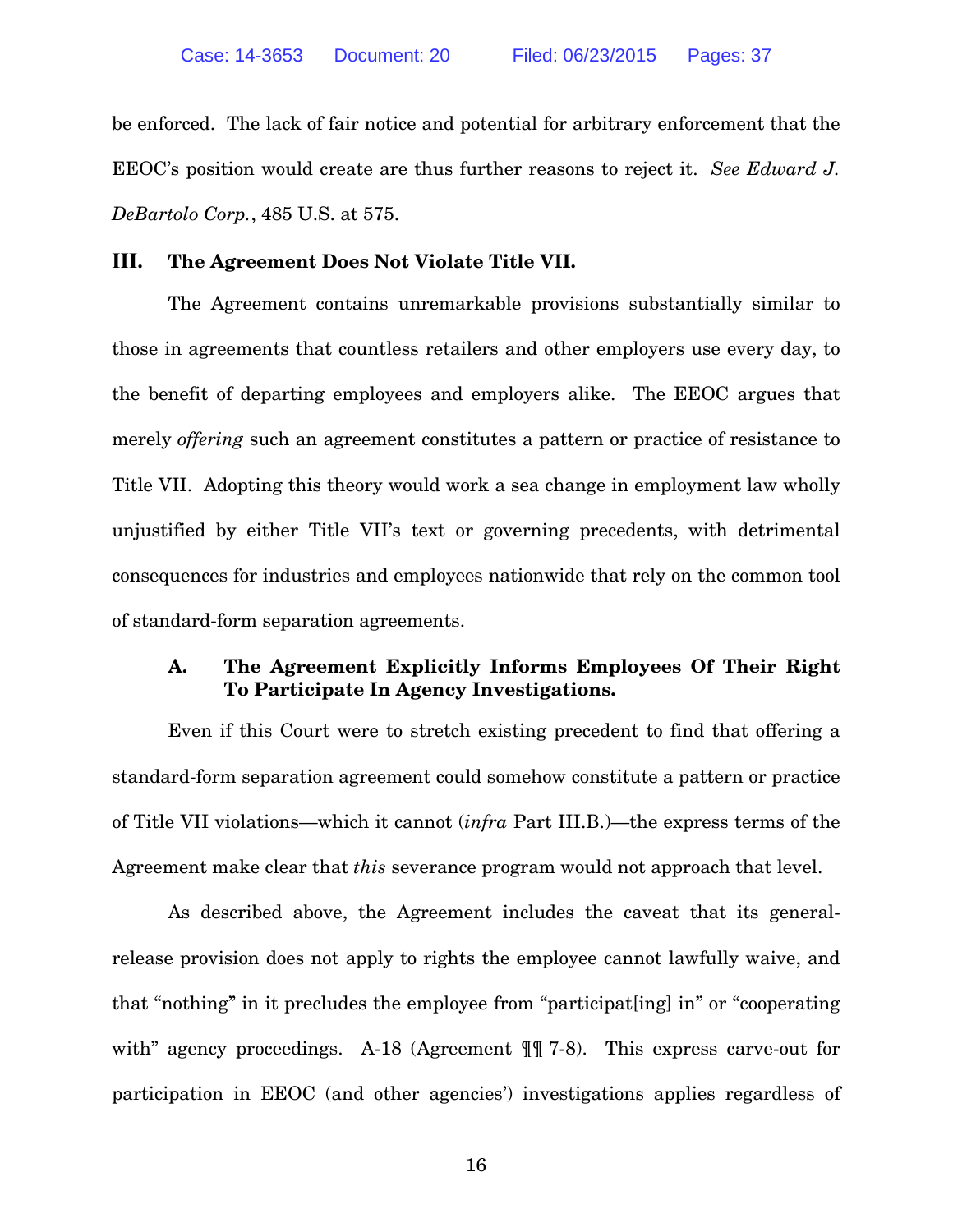be enforced. The lack of fair notice and potential for arbitrary enforcement that the EEOC's position would create are thus further reasons to reject it. *See Edward J. DeBartolo Corp.*, 485 U.S. at 575.

## III. The Agreement Does Not Violate Title VII.

The Agreement contains unremarkable provisions substantially similar to those in agreements that countless retailers and other employers use every day, to the benefit of departing employees and employers alike. The EEOC argues that merely *offering* such an agreement constitutes a pattern or practice of resistance to Title VII. Adopting this theory would work a sea change in employment law wholly unjustified by either Title VII's text or governing precedents, with detrimental consequences for industries and employees nationwide that rely on the common tool of standard-form separation agreements.

### A. The Agreement Explicitly Informs Employees Of Their Right To Participate In Agency Investigations.

Even if this Court were to stretch existing precedent to find that offering a standard-form separation agreement could somehow constitute a pattern or practice of Title VII violations—which it cannot (*infra* Part III.B.)—the express terms of the Agreement make clear that *this* severance program would not approach that level.

As described above, the Agreement includes the caveat that its general-release provision does not apply to rights the employee cannot lawfully waive, and that "nothing" in it precludes the employee from "participat[ing] in" or "cooperating with" agency proceedings. A-18 (Agreement ¶¶ 7-8). This express carve-out for participation in EEOC (and other agencies') investigations applies regardless of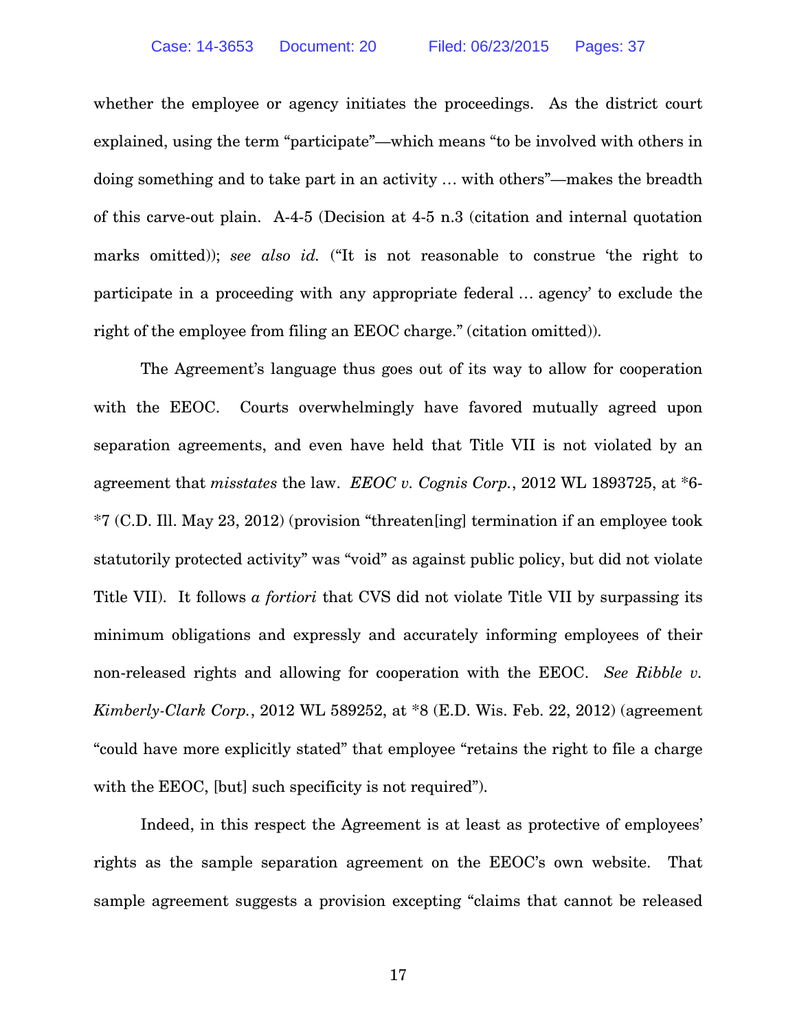whether the employee or agency initiates the proceedings. As the district court explained, using the term "participate"—which means "to be involved with others in doing something and to take part in an activity … with others"—makes the breadth of this carve-out plain. A-4-5 (Decision at 4-5 n.3 (citation and internal quotation marks omitted)); *see also id.* ("It is not reasonable to construe 'the right to participate in a proceeding with any appropriate federal … agency' to exclude the right of the employee from filing an EEOC charge." (citation omitted)).

The Agreement's language thus goes out of its way to allow for cooperation with the EEOC. Courts overwhelmingly have favored mutually agreed upon separation agreements, and even have held that Title VII is not violated by an agreement that *misstates* the law. *EEOC v. Cognis Corp.*, 2012 WL 1893725, at *6-*7 (C.D. Ill. May 23, 2012) (provision "threaten[ing] termination if an employee took statutorily protected activity" was "void" as against public policy, but did not violate Title VII). It follows *a fortiori* that CVS did not violate Title VII by surpassing its minimum obligations and expressly and accurately informing employees of their non-released rights and allowing for cooperation with the EEOC. *See Ribble v. Kimberly-Clark Corp.*, 2012 WL 589252, at *8 (E.D. Wis. Feb. 22, 2012) (agreement "could have more explicitly stated" that employee "retains the right to file a charge with the EEOC, [but] such specificity is not required").

Indeed, in this respect the Agreement is at least as protective of employees' rights as the sample separation agreement on the EEOC's own website. That sample agreement suggests a provision excepting "claims that cannot be released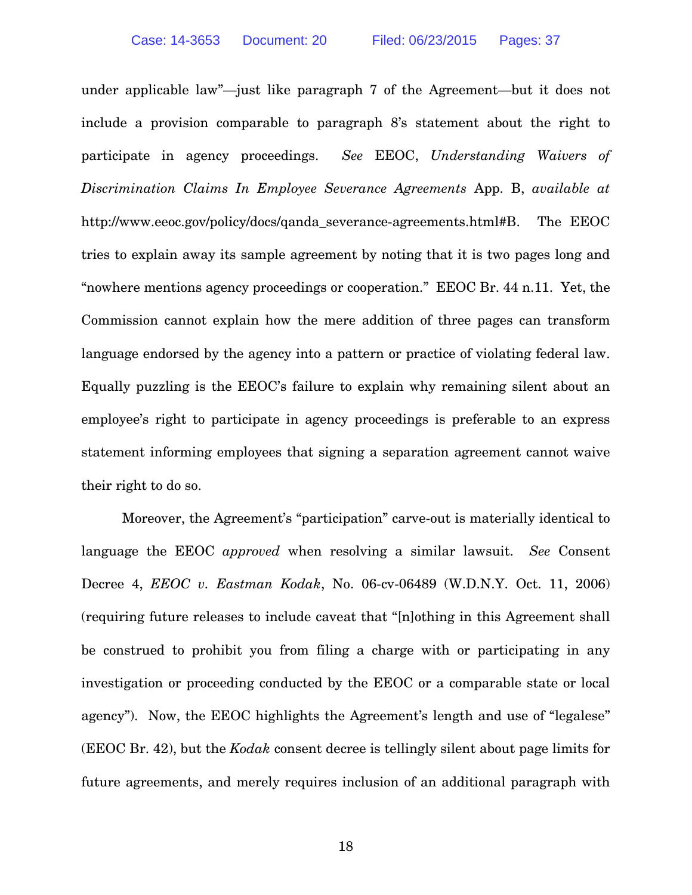under applicable law"—just like paragraph 7 of the Agreement—but it does not include a provision comparable to paragraph 8's statement about the right to participate in agency proceedings. *See* EEOC, *Understanding Waivers of Discrimination Claims In Employee Severance Agreements* App. B, *available at* http://www.eeoc.gov/policy/docs/qanda_severance-agreements.html#B. The EEOC tries to explain away its sample agreement by noting that it is two pages long and "nowhere mentions agency proceedings or cooperation." EEOC Br. 44 n.11. Yet, the Commission cannot explain how the mere addition of three pages can transform language endorsed by the agency into a pattern or practice of violating federal law. Equally puzzling is the EEOC's failure to explain why remaining silent about an employee's right to participate in agency proceedings is preferable to an express statement informing employees that signing a separation agreement cannot waive their right to do so.

Moreover, the Agreement's "participation" carve-out is materially identical to language the EEOC *approved* when resolving a similar lawsuit. *See* Consent Decree 4, *EEOC v. Eastman Kodak*, No. 06-cv-06489 (W.D.N.Y. Oct. 11, 2006) (requiring future releases to include caveat that "[n]othing in this Agreement shall be construed to prohibit you from filing a charge with or participating in any investigation or proceeding conducted by the EEOC or a comparable state or local agency"). Now, the EEOC highlights the Agreement's length and use of "legalese" (EEOC Br. 42), but the *Kodak* consent decree is tellingly silent about page limits for future agreements, and merely requires inclusion of an additional paragraph with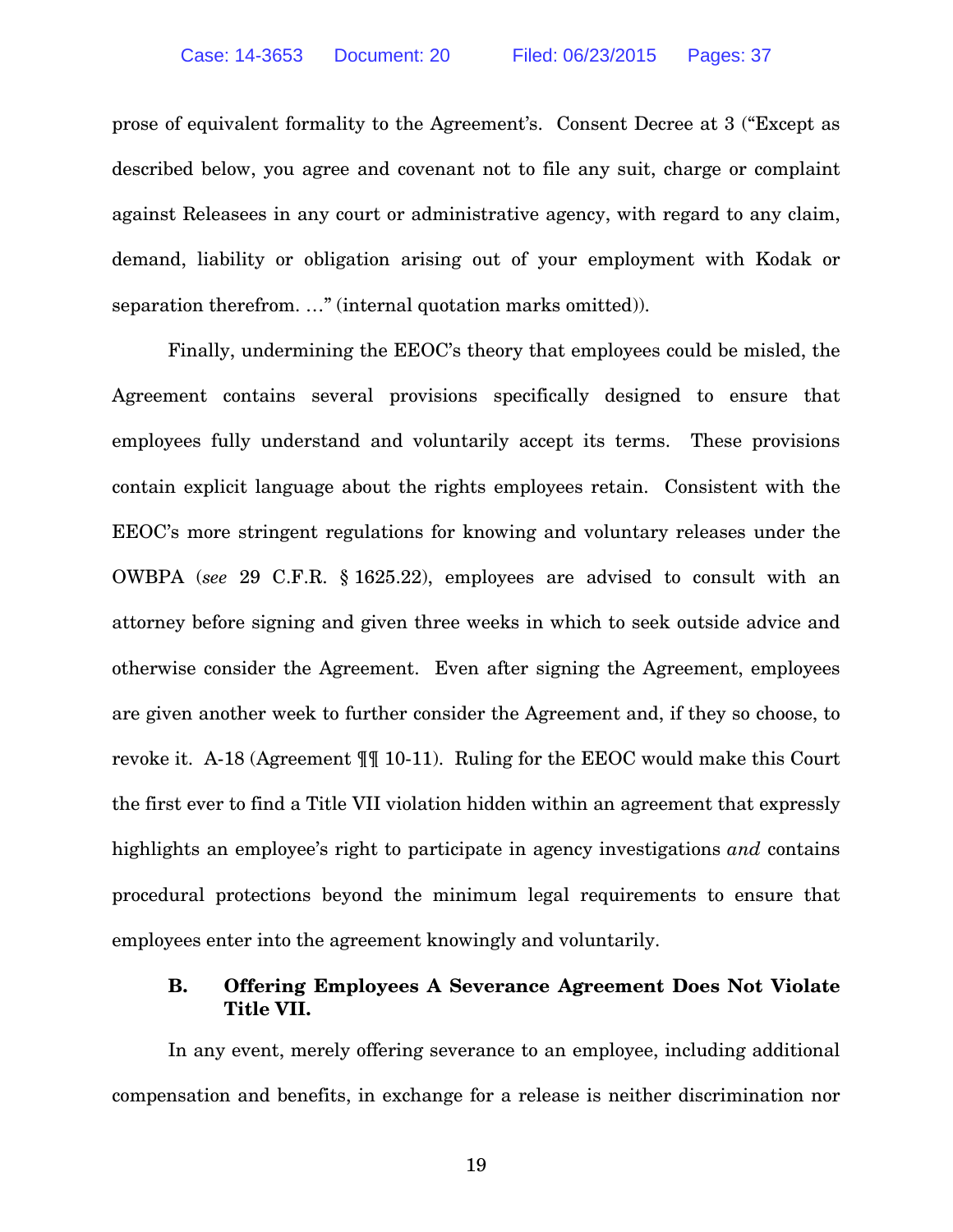prose of equivalent formality to the Agreement's. Consent Decree at 3 ("Except as described below, you agree and covenant not to file any suit, charge or complaint against Releasees in any court or administrative agency, with regard to any claim, demand, liability or obligation arising out of your employment with Kodak or separation therefrom. …" (internal quotation marks omitted)).

Finally, undermining the EEOC's theory that employees could be misled, the Agreement contains several provisions specifically designed to ensure that employees fully understand and voluntarily accept its terms. These provisions contain explicit language about the rights employees retain. Consistent with the EEOC's more stringent regulations for knowing and voluntary releases under the OWBPA (*see* 29 C.F.R. § 1625.22), employees are advised to consult with an attorney before signing and given three weeks in which to seek outside advice and otherwise consider the Agreement. Even after signing the Agreement, employees are given another week to further consider the Agreement and, if they so choose, to revoke it. A-18 (Agreement ¶¶ 10-11). Ruling for the EEOC would make this Court the first ever to find a Title VII violation hidden within an agreement that expressly highlights an employee's right to participate in agency investigations *and* contains procedural protections beyond the minimum legal requirements to ensure that employees enter into the agreement knowingly and voluntarily.

### B. Offering Employees A Severance Agreement Does Not Violate Title VII.

In any event, merely offering severance to an employee, including additional compensation and benefits, in exchange for a release is neither discrimination nor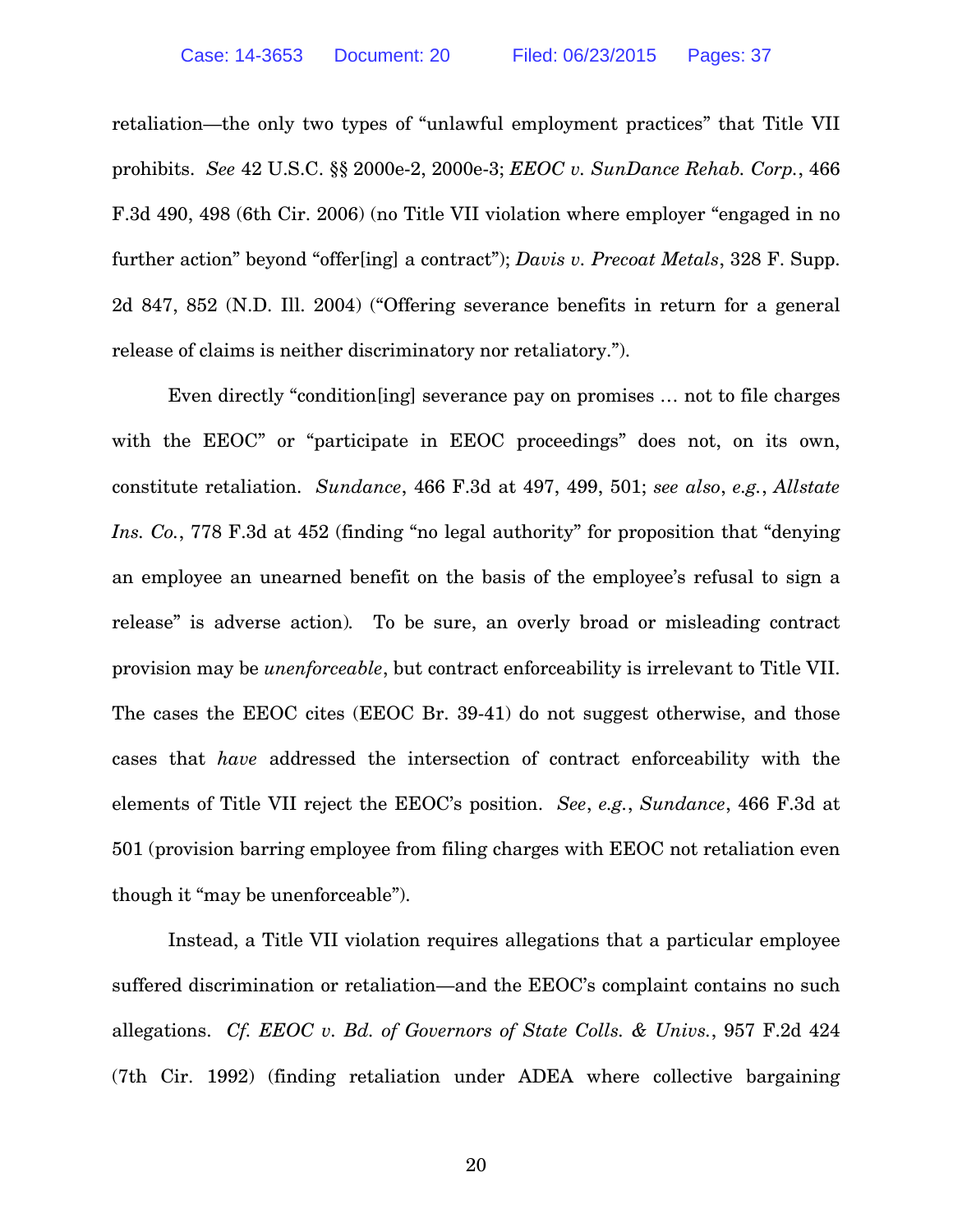retaliation—the only two types of "unlawful employment practices" that Title VII prohibits. *See* 42 U.S.C. §§ 2000e-2, 2000e-3; *EEOC v. SunDance Rehab. Corp.*, 466 F.3d 490, 498 (6th Cir. 2006) (no Title VII violation where employer "engaged in no further action" beyond "offer[ing] a contract"); *Davis v. Precoat Metals*, 328 F. Supp. 2d 847, 852 (N.D. Ill. 2004) ("Offering severance benefits in return for a general release of claims is neither discriminatory nor retaliatory.").

Even directly "condition[ing] severance pay on promises … not to file charges with the EEOC" or "participate in EEOC proceedings" does not, on its own, constitute retaliation. *Sundance*, 466 F.3d at 497, 499, 501; *see also*, *e.g.*, *Allstate Ins. Co.*, 778 F.3d at 452 (finding "no legal authority" for proposition that "denying an employee an unearned benefit on the basis of the employee's refusal to sign a release" is adverse action). To be sure, an overly broad or misleading contract provision may be *unenforceable*, but contract enforceability is irrelevant to Title VII. The cases the EEOC cites (EEOC Br. 39-41) do not suggest otherwise, and those cases that *have* addressed the intersection of contract enforceability with the elements of Title VII reject the EEOC's position. *See*, *e.g.*, *Sundance*, 466 F.3d at 501 (provision barring employee from filing charges with EEOC not retaliation even though it "may be unenforceable").

Instead, a Title VII violation requires allegations that a particular employee suffered discrimination or retaliation—and the EEOC's complaint contains no such allegations. *Cf. EEOC v. Bd. of Governors of State Colls. & Univs.*, 957 F.2d 424 (7th Cir. 1992) (finding retaliation under ADEA where collective bargaining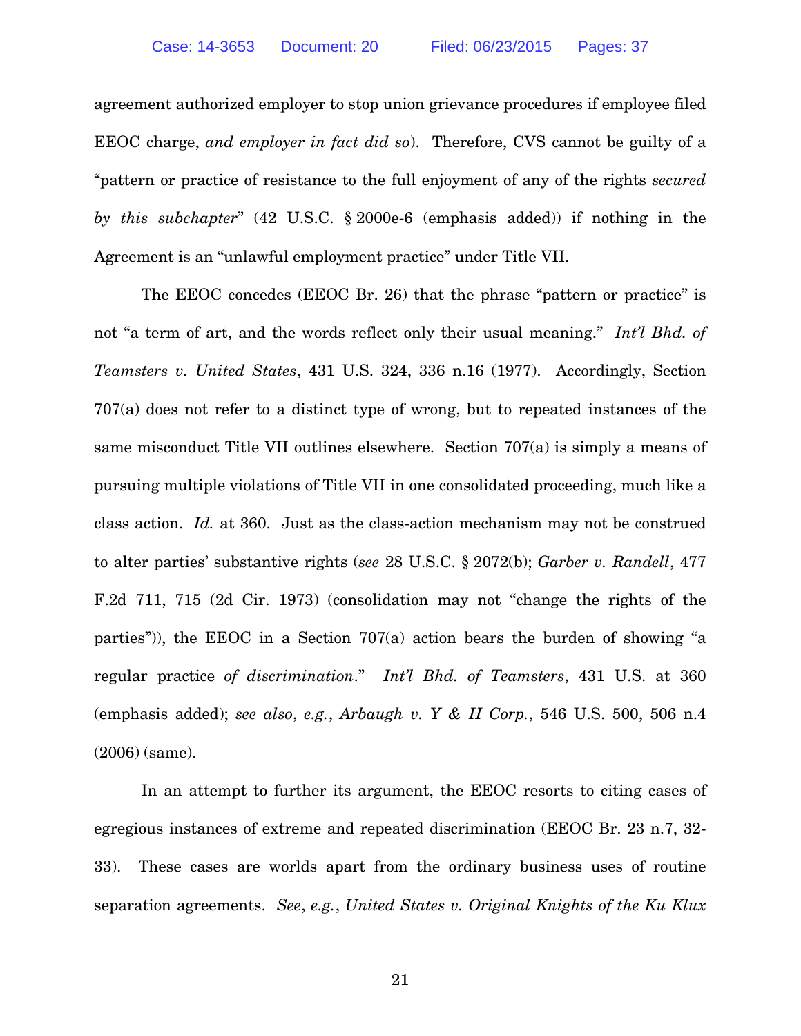agreement authorized employer to stop union grievance procedures if employee filed EEOC charge, *and employer in fact did so*). Therefore, CVS cannot be guilty of a "pattern or practice of resistance to the full enjoyment of any of the rights *secured by this subchapter*" (42 U.S.C. § 2000e-6 (emphasis added)) if nothing in the Agreement is an "unlawful employment practice" under Title VII.

The EEOC concedes (EEOC Br. 26) that the phrase "pattern or practice" is not "a term of art, and the words reflect only their usual meaning." *Int'l Bhd. of Teamsters v. United States*, 431 U.S. 324, 336 n.16 (1977). Accordingly, Section 707(a) does not refer to a distinct type of wrong, but to repeated instances of the same misconduct Title VII outlines elsewhere. Section 707(a) is simply a means of pursuing multiple violations of Title VII in one consolidated proceeding, much like a class action. *Id.* at 360. Just as the class-action mechanism may not be construed to alter parties' substantive rights (*see* 28 U.S.C. § 2072(b); *Garber v. Randell*, 477 F.2d 711, 715 (2d Cir. 1973) (consolidation may not "change the rights of the parties")), the EEOC in a Section 707(a) action bears the burden of showing "a regular practice *of discrimination*." *Int'l Bhd. of Teamsters*, 431 U.S. at 360 (emphasis added); *see also*, *e.g.*, *Arbaugh v. Y & H Corp.*, 546 U.S. 500, 506 n.4 (2006) (same).

In an attempt to further its argument, the EEOC resorts to citing cases of egregious instances of extreme and repeated discrimination (EEOC Br. 23 n.7, 32-33). These cases are worlds apart from the ordinary business uses of routine separation agreements. *See*, *e.g.*, *United States v. Original Knights of the Ku Klux*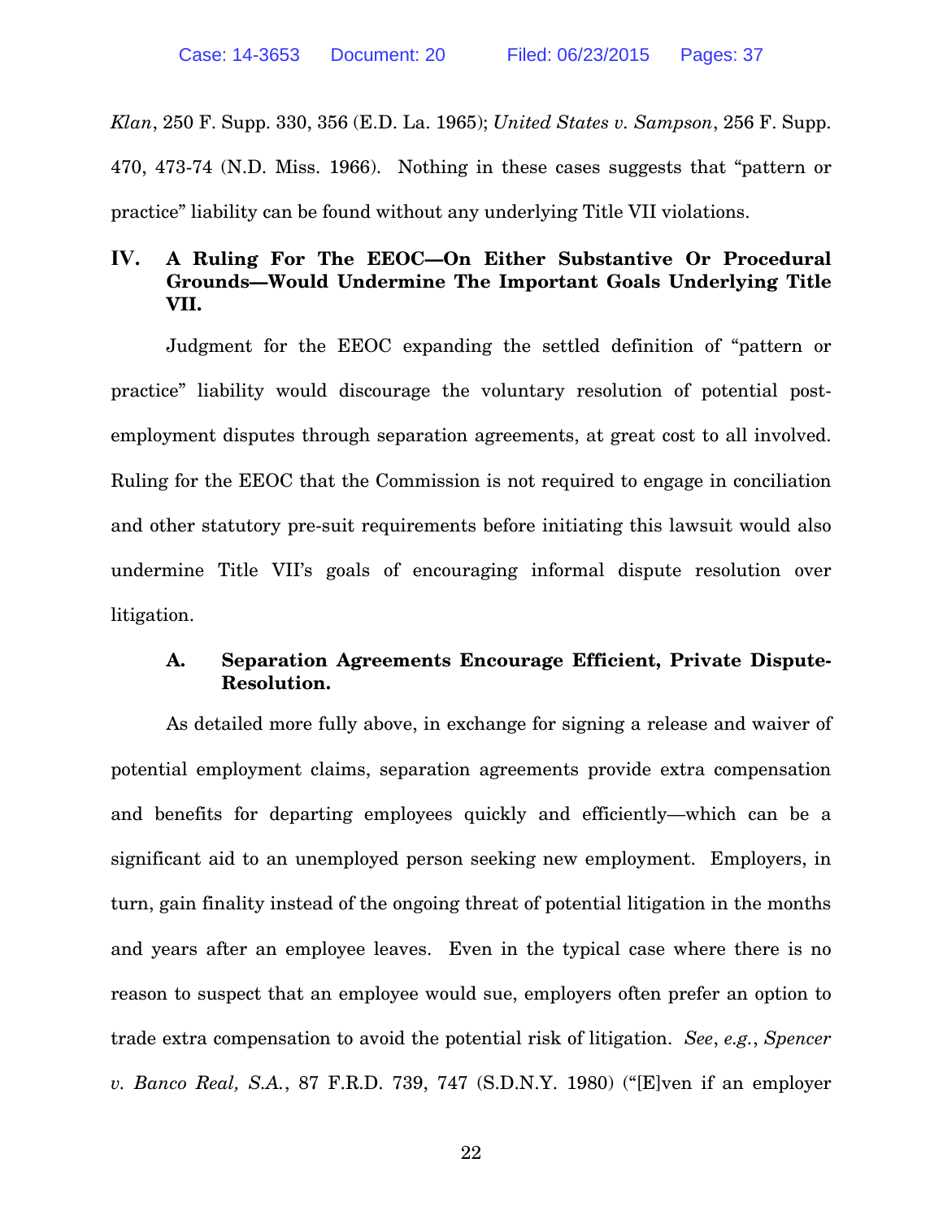*Klan*, 250 F. Supp. 330, 356 (E.D. La. 1965); *United States v. Sampson*, 256 F. Supp. 470, 473-74 (N.D. Miss. 1966). Nothing in these cases suggests that "pattern or practice" liability can be found without any underlying Title VII violations.

## IV. A Ruling For The EEOC—On Either Substantive Or Procedural Grounds—Would Undermine The Important Goals Underlying Title VII.

Judgment for the EEOC expanding the settled definition of "pattern or practice" liability would discourage the voluntary resolution of potential post-employment disputes through separation agreements, at great cost to all involved. Ruling for the EEOC that the Commission is not required to engage in conciliation and other statutory pre-suit requirements before initiating this lawsuit would also undermine Title VII's goals of encouraging informal dispute resolution over litigation.

### A. Separation Agreements Encourage Efficient, Private Dispute-Resolution.

As detailed more fully above, in exchange for signing a release and waiver of potential employment claims, separation agreements provide extra compensation and benefits for departing employees quickly and efficiently—which can be a significant aid to an unemployed person seeking new employment. Employers, in turn, gain finality instead of the ongoing threat of potential litigation in the months and years after an employee leaves. Even in the typical case where there is no reason to suspect that an employee would sue, employers often prefer an option to trade extra compensation to avoid the potential risk of litigation. *See*, *e.g.*, *Spencer v. Banco Real, S.A.*, 87 F.R.D. 739, 747 (S.D.N.Y. 1980) ("[E]ven if an employer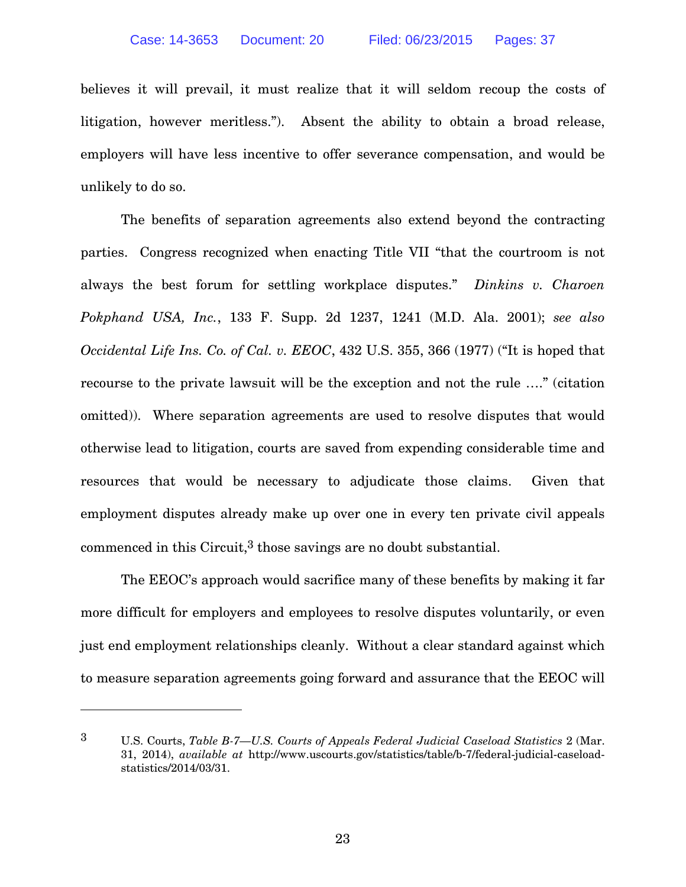believes it will prevail, it must realize that it will seldom recoup the costs of litigation, however meritless."). Absent the ability to obtain a broad release, employers will have less incentive to offer severance compensation, and would be unlikely to do so.

The benefits of separation agreements also extend beyond the contracting parties. Congress recognized when enacting Title VII "that the courtroom is not always the best forum for settling workplace disputes." *Dinkins v. Charoen Pokphand USA, Inc.*, 133 F. Supp. 2d 1237, 1241 (M.D. Ala. 2001); *see also Occidental Life Ins. Co. of Cal. v. EEOC*, 432 U.S. 355, 366 (1977) ("It is hoped that recourse to the private lawsuit will be the exception and not the rule …." (citation omitted)). Where separation agreements are used to resolve disputes that would otherwise lead to litigation, courts are saved from expending considerable time and resources that would be necessary to adjudicate those claims. Given that employment disputes already make up over one in every ten private civil appeals commenced in this Circuit,[3] those savings are no doubt substantial.

The EEOC's approach would sacrifice many of these benefits by making it far more difficult for employers and employees to resolve disputes voluntarily, or even just end employment relationships cleanly. Without a clear standard against which to measure separation agreements going forward and assurance that the EEOC will

---

[3] U.S. Courts, *Table B-7—U.S. Courts of Appeals Federal Judicial Caseload Statistics* 2 (Mar. 31, 2014), *available at* http://www.uscourts.gov/statistics/table/b-7/federal-judicial-caseload-statistics/2014/03/31.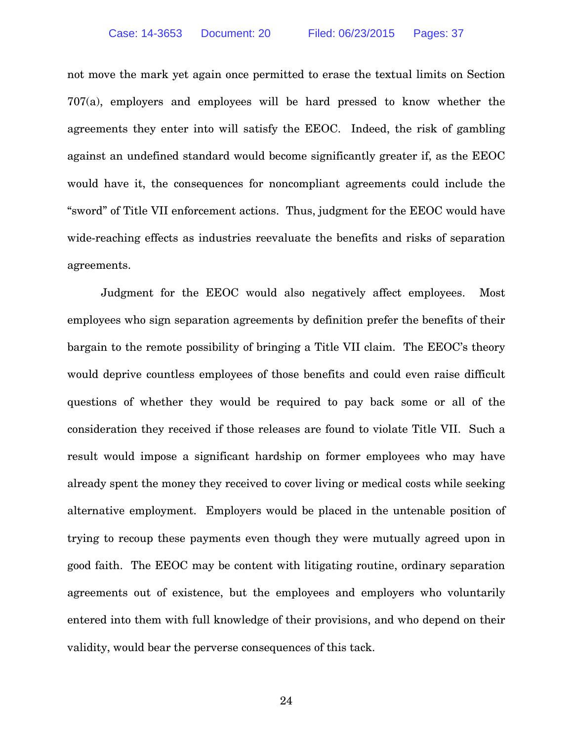not move the mark yet again once permitted to erase the textual limits on Section 707(a), employers and employees will be hard pressed to know whether the agreements they enter into will satisfy the EEOC. Indeed, the risk of gambling against an undefined standard would become significantly greater if, as the EEOC would have it, the consequences for noncompliant agreements could include the "sword" of Title VII enforcement actions. Thus, judgment for the EEOC would have wide-reaching effects as industries reevaluate the benefits and risks of separation agreements.

Judgment for the EEOC would also negatively affect employees. Most employees who sign separation agreements by definition prefer the benefits of their bargain to the remote possibility of bringing a Title VII claim. The EEOC's theory would deprive countless employees of those benefits and could even raise difficult questions of whether they would be required to pay back some or all of the consideration they received if those releases are found to violate Title VII. Such a result would impose a significant hardship on former employees who may have already spent the money they received to cover living or medical costs while seeking alternative employment. Employers would be placed in the untenable position of trying to recoup these payments even though they were mutually agreed upon in good faith. The EEOC may be content with litigating routine, ordinary separation agreements out of existence, but the employees and employers who voluntarily entered into them with full knowledge of their provisions, and who depend on their validity, would bear the perverse consequences of this tack.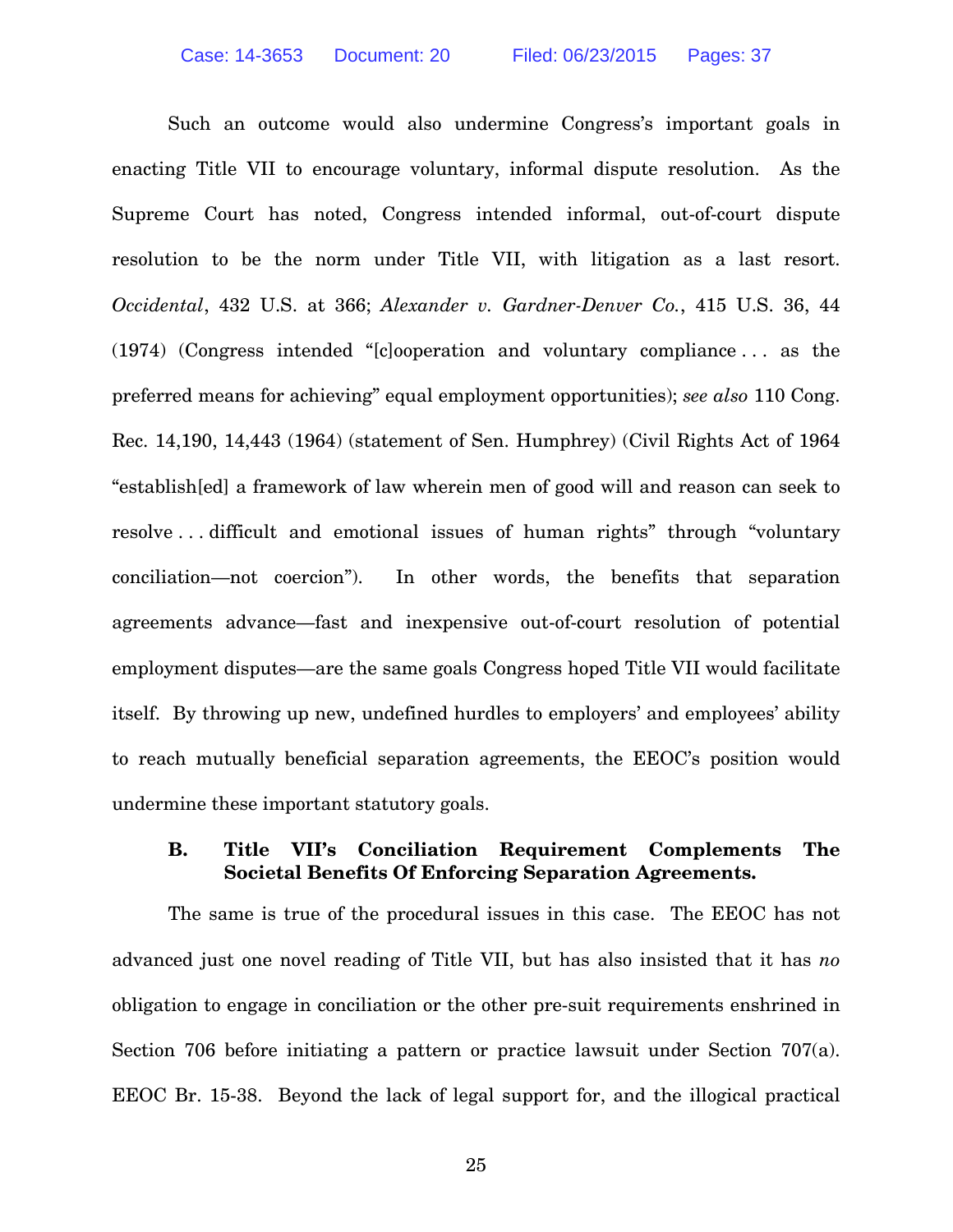Such an outcome would also undermine Congress's important goals in enacting Title VII to encourage voluntary, informal dispute resolution. As the Supreme Court has noted, Congress intended informal, out-of-court dispute resolution to be the norm under Title VII, with litigation as a last resort. *Occidental*, 432 U.S. at 366; *Alexander v. Gardner-Denver Co.*, 415 U.S. 36, 44 (1974) (Congress intended "[c]ooperation and voluntary compliance . . . as the preferred means for achieving" equal employment opportunities); *see also* 110 Cong. Rec. 14,190, 14,443 (1964) (statement of Sen. Humphrey) (Civil Rights Act of 1964 "establish[ed] a framework of law wherein men of good will and reason can seek to resolve . . . difficult and emotional issues of human rights" through "voluntary conciliation—not coercion"). In other words, the benefits that separation agreements advance—fast and inexpensive out-of-court resolution of potential employment disputes—are the same goals Congress hoped Title VII would facilitate itself. By throwing up new, undefined hurdles to employers' and employees' ability to reach mutually beneficial separation agreements, the EEOC's position would undermine these important statutory goals.

### B. Title VII's Conciliation Requirement Complements The Societal Benefits Of Enforcing Separation Agreements.

The same is true of the procedural issues in this case. The EEOC has not advanced just one novel reading of Title VII, but has also insisted that it has *no* obligation to engage in conciliation or the other pre-suit requirements enshrined in Section 706 before initiating a pattern or practice lawsuit under Section 707(a). EEOC Br. 15-38. Beyond the lack of legal support for, and the illogical practical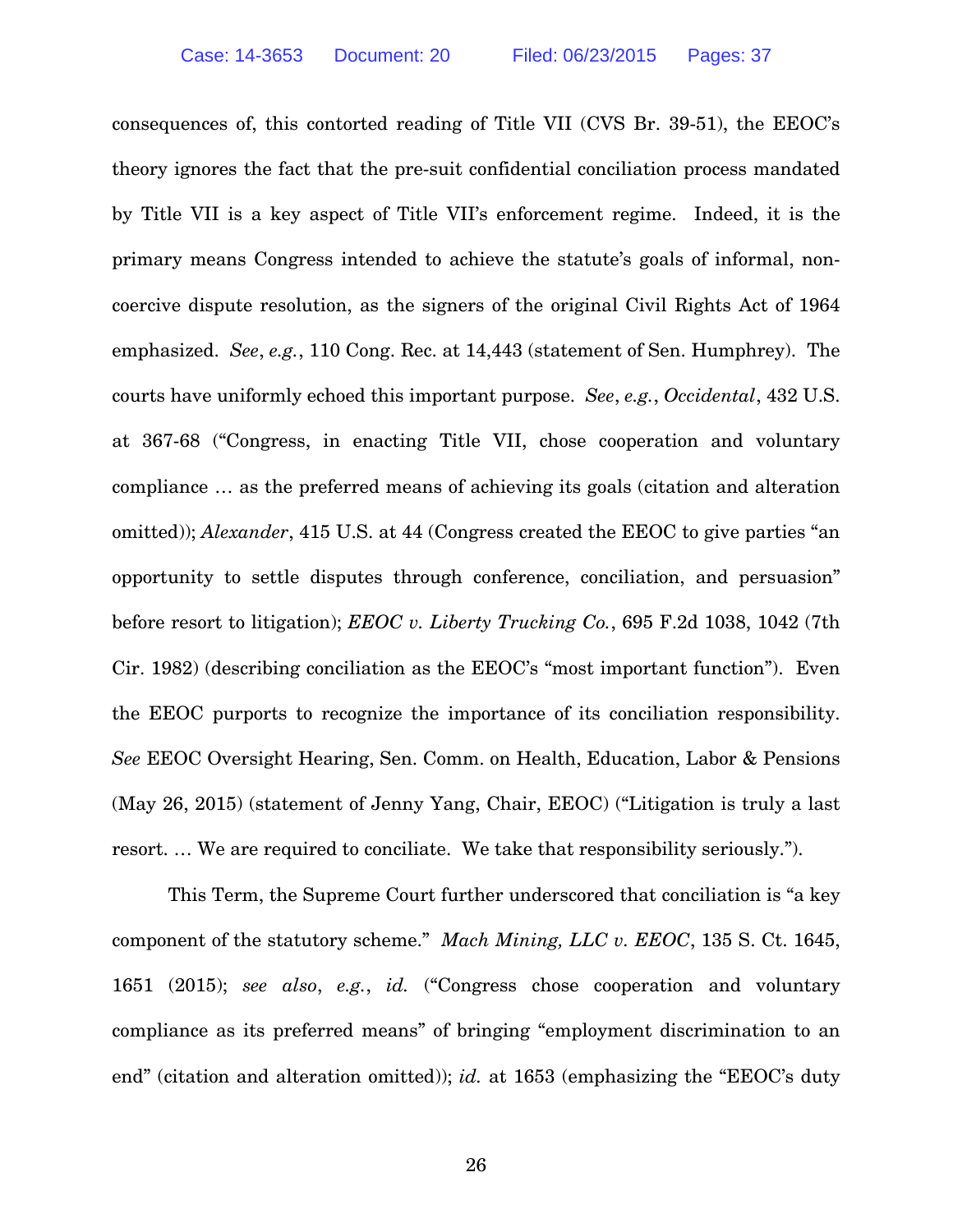consequences of, this contorted reading of Title VII (CVS Br. 39-51), the EEOC's theory ignores the fact that the pre-suit confidential conciliation process mandated by Title VII is a key aspect of Title VII's enforcement regime. Indeed, it is the primary means Congress intended to achieve the statute's goals of informal, non-coercive dispute resolution, as the signers of the original Civil Rights Act of 1964 emphasized. *See*, *e.g.*, 110 Cong. Rec. at 14,443 (statement of Sen. Humphrey). The courts have uniformly echoed this important purpose. *See*, *e.g.*, *Occidental*, 432 U.S. at 367-68 ("Congress, in enacting Title VII, chose cooperation and voluntary compliance … as the preferred means of achieving its goals (citation and alteration omitted)); *Alexander*, 415 U.S. at 44 (Congress created the EEOC to give parties "an opportunity to settle disputes through conference, conciliation, and persuasion" before resort to litigation); *EEOC v. Liberty Trucking Co.*, 695 F.2d 1038, 1042 (7th Cir. 1982) (describing conciliation as the EEOC's "most important function"). Even the EEOC purports to recognize the importance of its conciliation responsibility. *See* EEOC Oversight Hearing, Sen. Comm. on Health, Education, Labor & Pensions (May 26, 2015) (statement of Jenny Yang, Chair, EEOC) ("Litigation is truly a last resort. … We are required to conciliate. We take that responsibility seriously.").

This Term, the Supreme Court further underscored that conciliation is "a key component of the statutory scheme." *Mach Mining, LLC v. EEOC*, 135 S. Ct. 1645, 1651 (2015); *see also*, *e.g.*, *id.* ("Congress chose cooperation and voluntary compliance as its preferred means" of bringing "employment discrimination to an end" (citation and alteration omitted)); *id.* at 1653 (emphasizing the "EEOC's duty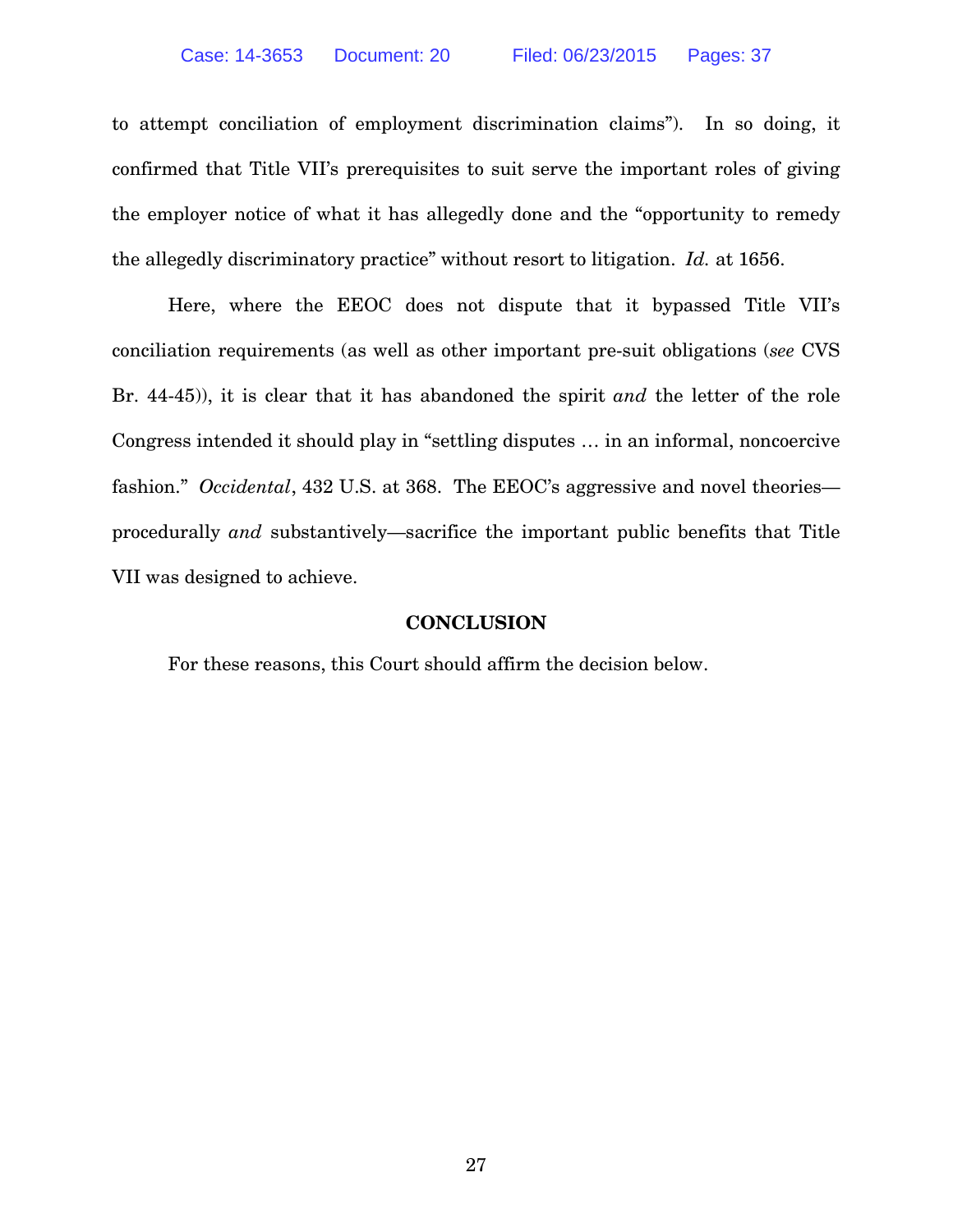to attempt conciliation of employment discrimination claims"). In so doing, it confirmed that Title VII's prerequisites to suit serve the important roles of giving the employer notice of what it has allegedly done and the "opportunity to remedy the allegedly discriminatory practice" without resort to litigation. *Id.* at 1656.

Here, where the EEOC does not dispute that it bypassed Title VII's conciliation requirements (as well as other important pre-suit obligations (*see* CVS Br. 44-45)), it is clear that it has abandoned the spirit *and* the letter of the role Congress intended it should play in "settling disputes … in an informal, noncoercive fashion." *Occidental*, 432 U.S. at 368. The EEOC's aggressive and novel theories—procedurally *and* substantively—sacrifice the important public benefits that Title VII was designed to achieve.

## CONCLUSION

For these reasons, this Court should affirm the decision below.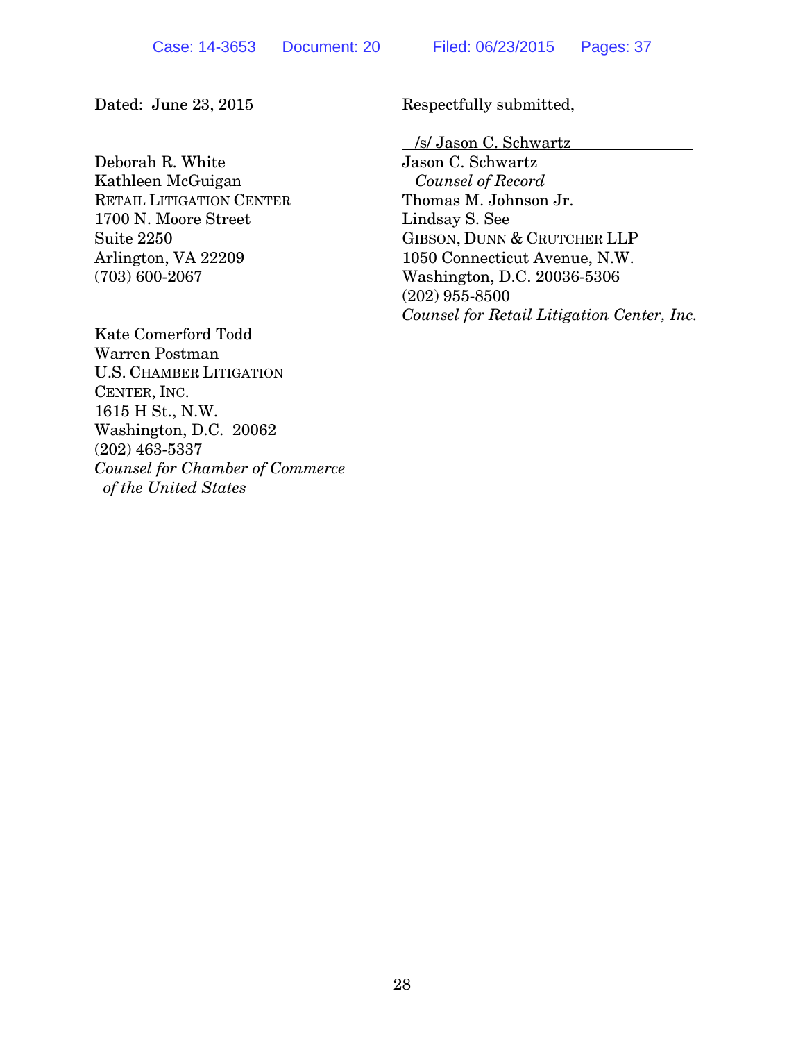Dated: June 23, 2015

Respectfully submitted,

/s/ Jason C. Schwartz
Jason C. Schwartz
*Counsel of Record*
Thomas M. Johnson Jr.
Lindsay S. See
GIBSON, DUNN & CRUTCHER LLP
1050 Connecticut Avenue, N.W.
Washington, D.C. 20036-5306
(202) 955-8500
*Counsel for Retail Litigation Center, Inc.*

Deborah R. White
Kathleen McGuigan
RETAIL LITIGATION CENTER
1700 N. Moore Street
Suite 2250
Arlington, VA 22209
(703) 600-2067

Kate Comerford Todd
Warren Postman
U.S. CHAMBER LITIGATION CENTER, INC.
1615 H St., N.W.
Washington, D.C. 20062
(202) 463-5337
*Counsel for Chamber of Commerce of the United States*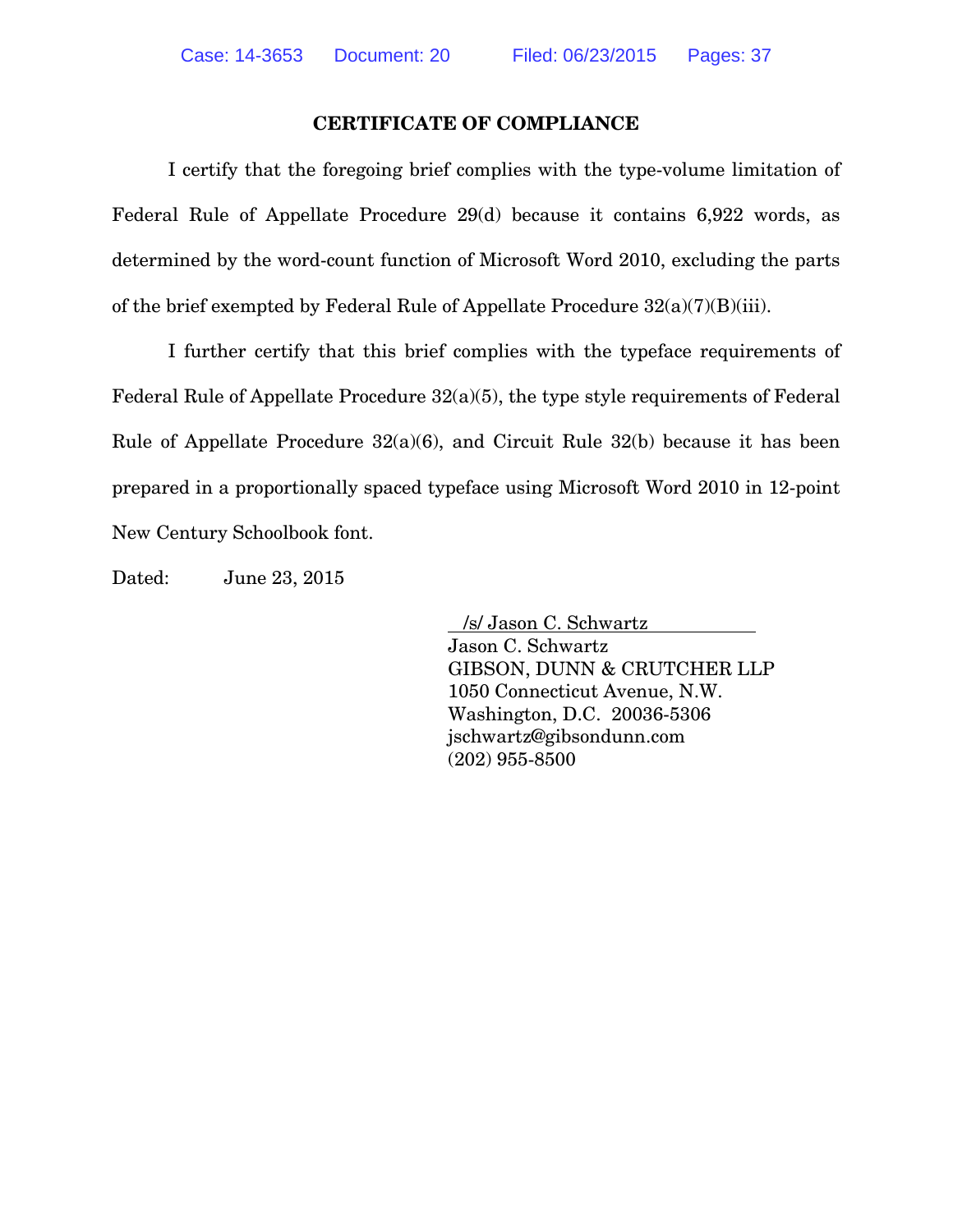## CERTIFICATE OF COMPLIANCE

I certify that the foregoing brief complies with the type-volume limitation of Federal Rule of Appellate Procedure 29(d) because it contains 6,922 words, as determined by the word-count function of Microsoft Word 2010, excluding the parts of the brief exempted by Federal Rule of Appellate Procedure 32(a)(7)(B)(iii).

I further certify that this brief complies with the typeface requirements of Federal Rule of Appellate Procedure 32(a)(5), the type style requirements of Federal Rule of Appellate Procedure 32(a)(6), and Circuit Rule 32(b) because it has been prepared in a proportionally spaced typeface using Microsoft Word 2010 in 12-point New Century Schoolbook font.

Dated: June 23, 2015

/s/ Jason C. Schwartz
Jason C. Schwartz
GIBSON, DUNN & CRUTCHER LLP
1050 Connecticut Avenue, N.W.
Washington, D.C. 20036-5306
jschwartz@gibsondunn.com
(202) 955-8500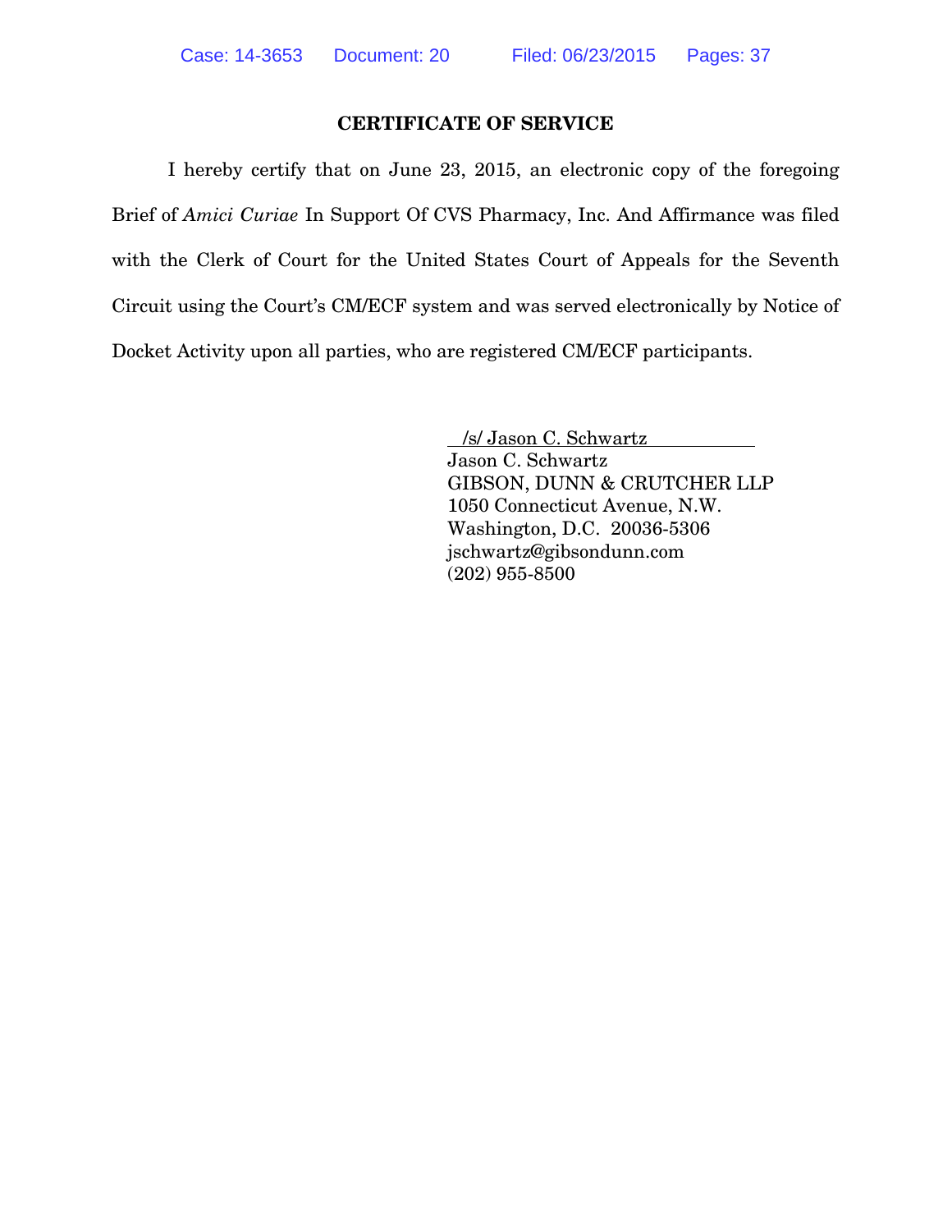## CERTIFICATE OF SERVICE

I hereby certify that on June 23, 2015, an electronic copy of the foregoing Brief of *Amici Curiae* In Support Of CVS Pharmacy, Inc. And Affirmance was filed with the Clerk of Court for the United States Court of Appeals for the Seventh Circuit using the Court's CM/ECF system and was served electronically by Notice of Docket Activity upon all parties, who are registered CM/ECF participants.

/s/ Jason C. Schwartz
Jason C. Schwartz
GIBSON, DUNN & CRUTCHER LLP
1050 Connecticut Avenue, N.W.
Washington, D.C. 20036-5306
jschwartz@gibsondunn.com
(202) 955-8500